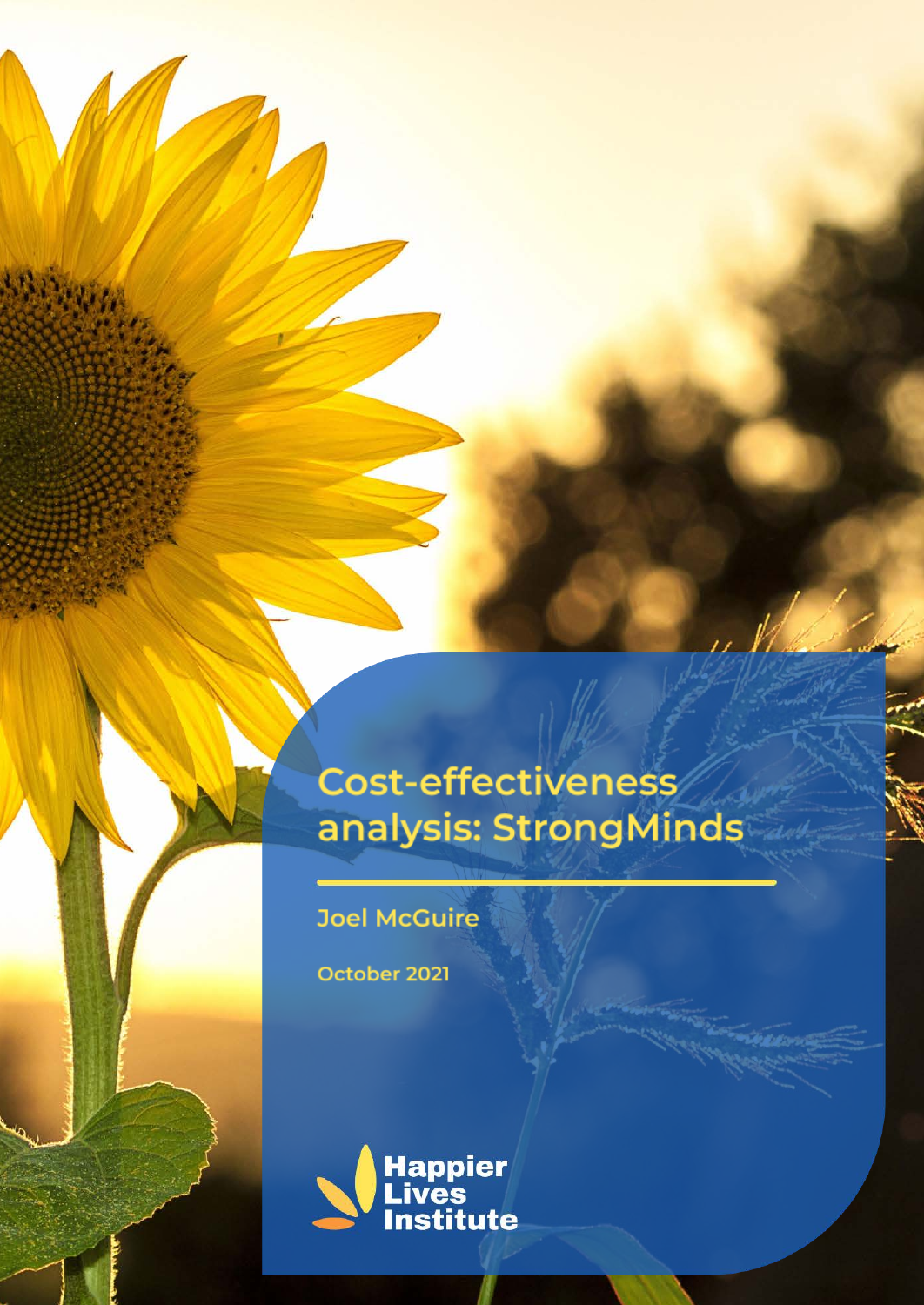# Cost-effectiveness analysis: StrongMinds

Joel McGuire

October 2021

Happier Lives Institute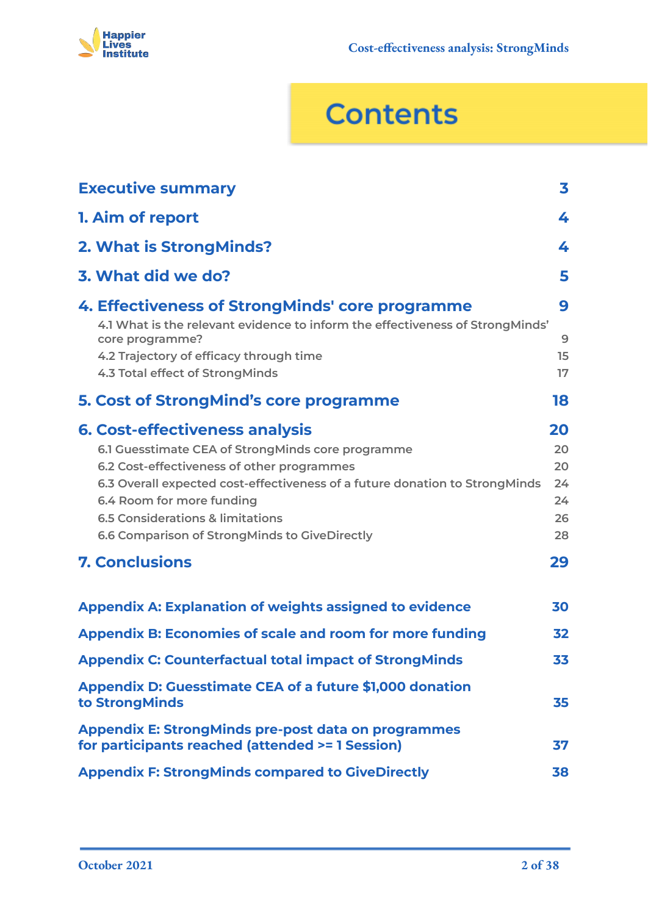# Contents

| | |
|---|---|
| **Executive summary** | **3** |
| **1. Aim of report** | **4** |
| **2. What is StrongMinds?** | **4** |
| **3. What did we do?** | **5** |
| **4. Effectiveness of StrongMinds' core programme** | **9** |
| 4.1 What is the relevant evidence to inform the effectiveness of StrongMinds' core programme? | 9 |
| 4.2 Trajectory of efficacy through time | 15 |
| 4.3 Total effect of StrongMinds | 17 |
| **5. Cost of StrongMind's core programme** | **18** |
| **6. Cost-effectiveness analysis** | **20** |
| 6.1 Guesstimate CEA of StrongMinds core programme | 20 |
| 6.2 Cost-effectiveness of other programmes | 20 |
| 6.3 Overall expected cost-effectiveness of a future donation to StrongMinds | 24 |
| 6.4 Room for more funding | 24 |
| 6.5 Considerations & limitations | 26 |
| 6.6 Comparison of StrongMinds to GiveDirectly | 28 |
| **7. Conclusions** | **29** |
| **Appendix A: Explanation of weights assigned to evidence** | **30** |
| **Appendix B: Economies of scale and room for more funding** | **32** |
| **Appendix C: Counterfactual total impact of StrongMinds** | **33** |
| **Appendix D: Guesstimate CEA of a future $1,000 donation to StrongMinds** | **35** |
| **Appendix E: StrongMinds pre-post data on programmes for participants reached (attended >= 1 Session)** | **37** |
| **Appendix F: StrongMinds compared to GiveDirectly** | **38** |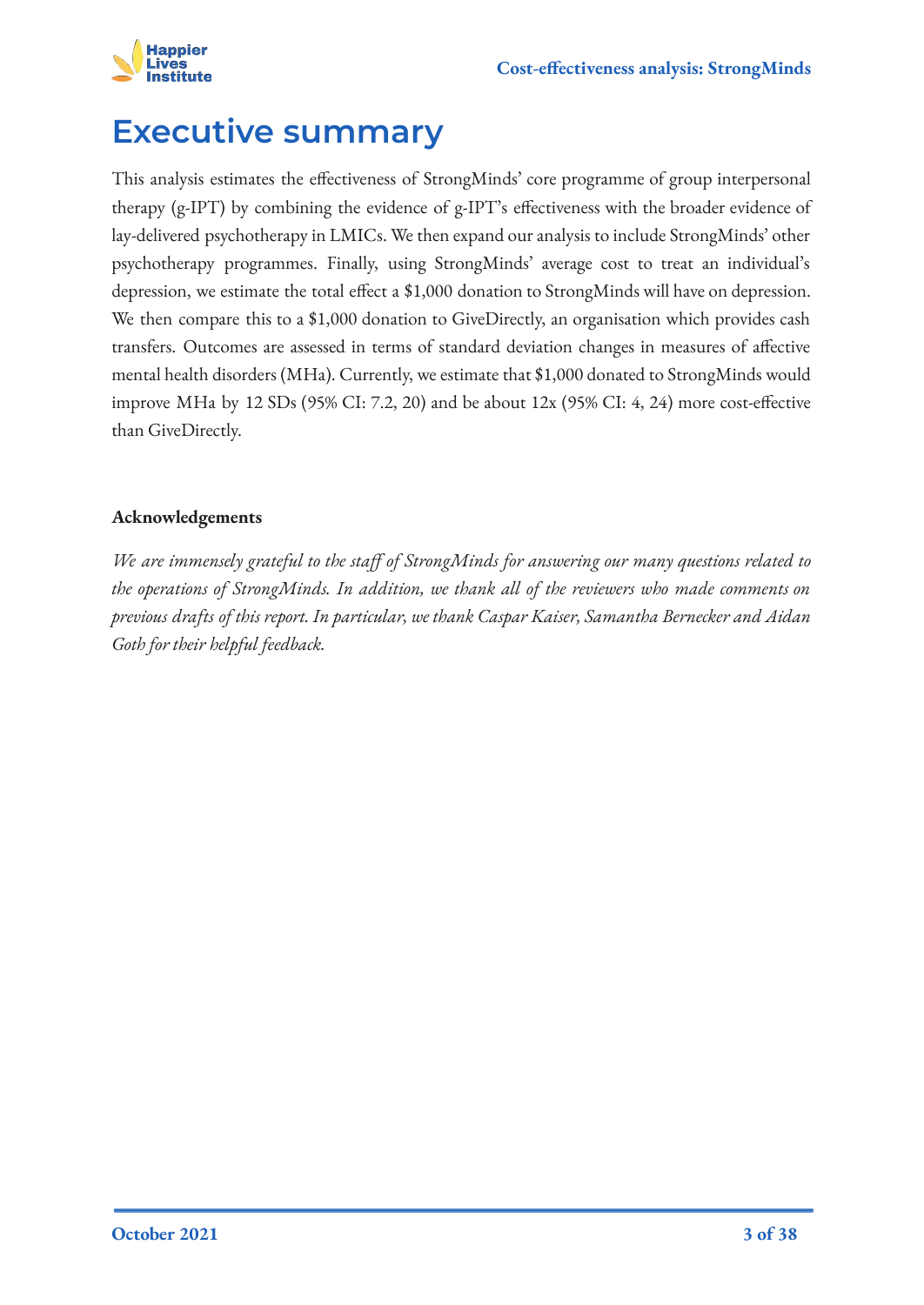# Executive summary

This analysis estimates the effectiveness of StrongMinds' core programme of group interpersonal therapy (g-IPT) by combining the evidence of g-IPT's effectiveness with the broader evidence of lay-delivered psychotherapy in LMICs. We then expand our analysis to include StrongMinds' other psychotherapy programmes. Finally, using StrongMinds' average cost to treat an individual's depression, we estimate the total effect a $1,000 donation to StrongMinds will have on depression. We then compare this to a $1,000 donation to GiveDirectly, an organisation which provides cash transfers. Outcomes are assessed in terms of standard deviation changes in measures of affective mental health disorders (MHa). Currently, we estimate that $1,000 donated to StrongMinds would improve MHa by 12 SDs (95% CI: 7.2, 20) and be about 12x (95% CI: 4, 24) more cost-effective than GiveDirectly.

**Acknowledgements**

*We are immensely grateful to the staff of StrongMinds for answering our many questions related to the operations of StrongMinds. In addition, we thank all of the reviewers who made comments on previous drafts of this report. In particular, we thank Caspar Kaiser, Samantha Bernecker and Aidan Goth for their helpful feedback.*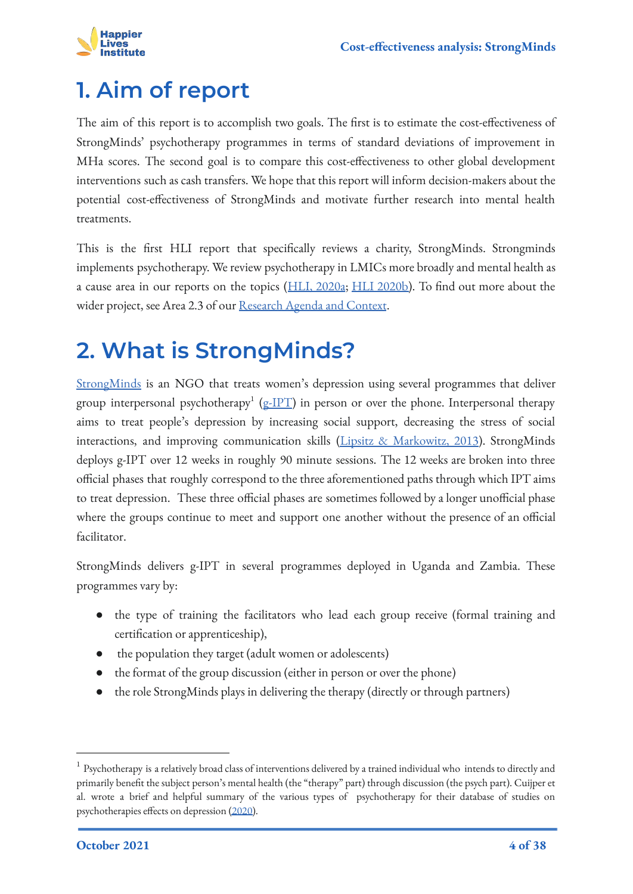# 1. Aim of report

The aim of this report is to accomplish two goals. The first is to estimate the cost-effectiveness of StrongMinds' psychotherapy programmes in terms of standard deviations of improvement in MHa scores. The second goal is to compare this cost-effectiveness to other global development interventions such as cash transfers. We hope that this report will inform decision-makers about the potential cost-effectiveness of StrongMinds and motivate further research into mental health treatments.

This is the first HLI report that specifically reviews a charity, StrongMinds. Strongminds implements psychotherapy. We review psychotherapy in LMICs more broadly and mental health as a cause area in our reports on the topics (HLI, 2020a; HLI 2020b). To find out more about the wider project, see Area 2.3 of our Research Agenda and Context.

# 2. What is StrongMinds?

StrongMinds is an NGO that treats women's depression using several programmes that deliver group interpersonal psychotherapy[1] (g-IPT) in person or over the phone. Interpersonal therapy aims to treat people's depression by increasing social support, decreasing the stress of social interactions, and improving communication skills (Lipsitz & Markowitz, 2013). StrongMinds deploys g-IPT over 12 weeks in roughly 90 minute sessions. The 12 weeks are broken into three official phases that roughly correspond to the three aforementioned paths through which IPT aims to treat depression. These three official phases are sometimes followed by a longer unofficial phase where the groups continue to meet and support one another without the presence of an official facilitator.

StrongMinds delivers g-IPT in several programmes deployed in Uganda and Zambia. These programmes vary by:

- the type of training the facilitators who lead each group receive (formal training and certification or apprenticeship),
- the population they target (adult women or adolescents)
- the format of the group discussion (either in person or over the phone)
- the role StrongMinds plays in delivering the therapy (directly or through partners)

---

[1] Psychotherapy is a relatively broad class of interventions delivered by a trained individual who intends to directly and primarily benefit the subject person's mental health (the "therapy" part) through discussion (the psych part). Cuijper et al. wrote a brief and helpful summary of the various types of psychotherapy for their database of studies on psychotherapies effects on depression (2020).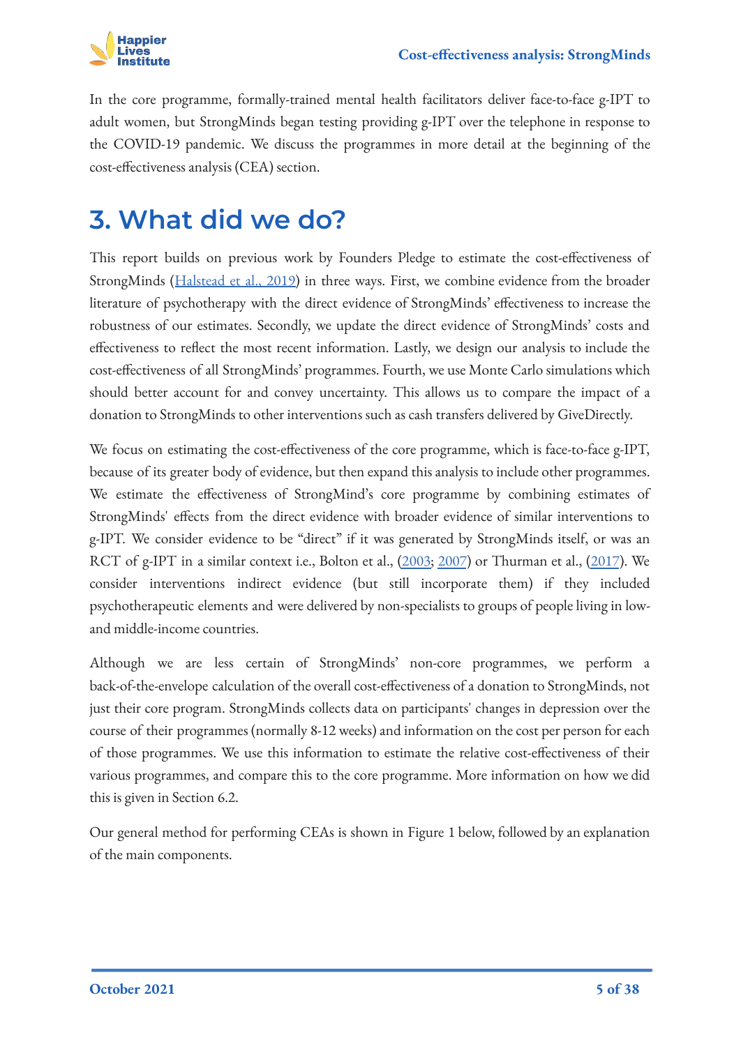In the core programme, formally-trained mental health facilitators deliver face-to-face g-IPT to adult women, but StrongMinds began testing providing g-IPT over the telephone in response to the COVID-19 pandemic. We discuss the programmes in more detail at the beginning of the cost-effectiveness analysis (CEA) section.

# 3. What did we do?

This report builds on previous work by Founders Pledge to estimate the cost-effectiveness of StrongMinds (Halstead et al., 2019) in three ways. First, we combine evidence from the broader literature of psychotherapy with the direct evidence of StrongMinds' effectiveness to increase the robustness of our estimates. Secondly, we update the direct evidence of StrongMinds' costs and effectiveness to reflect the most recent information. Lastly, we design our analysis to include the cost-effectiveness of all StrongMinds' programmes. Fourth, we use Monte Carlo simulations which should better account for and convey uncertainty. This allows us to compare the impact of a donation to StrongMinds to other interventions such as cash transfers delivered by GiveDirectly.

We focus on estimating the cost-effectiveness of the core programme, which is face-to-face g-IPT, because of its greater body of evidence, but then expand this analysis to include other programmes. We estimate the effectiveness of StrongMind's core programme by combining estimates of StrongMinds' effects from the direct evidence with broader evidence of similar interventions to g-IPT. We consider evidence to be "direct" if it was generated by StrongMinds itself, or was an RCT of g-IPT in a similar context i.e., Bolton et al., (2003; 2007) or Thurman et al., (2017). We consider interventions indirect evidence (but still incorporate them) if they included psychotherapeutic elements and were delivered by non-specialists to groups of people living in low- and middle-income countries.

Although we are less certain of StrongMinds' non-core programmes, we perform a back-of-the-envelope calculation of the overall cost-effectiveness of a donation to StrongMinds, not just their core program. StrongMinds collects data on participants' changes in depression over the course of their programmes (normally 8-12 weeks) and information on the cost per person for each of those programmes. We use this information to estimate the relative cost-effectiveness of their various programmes, and compare this to the core programme. More information on how we did this is given in Section 6.2.

Our general method for performing CEAs is shown in Figure 1 below, followed by an explanation of the main components.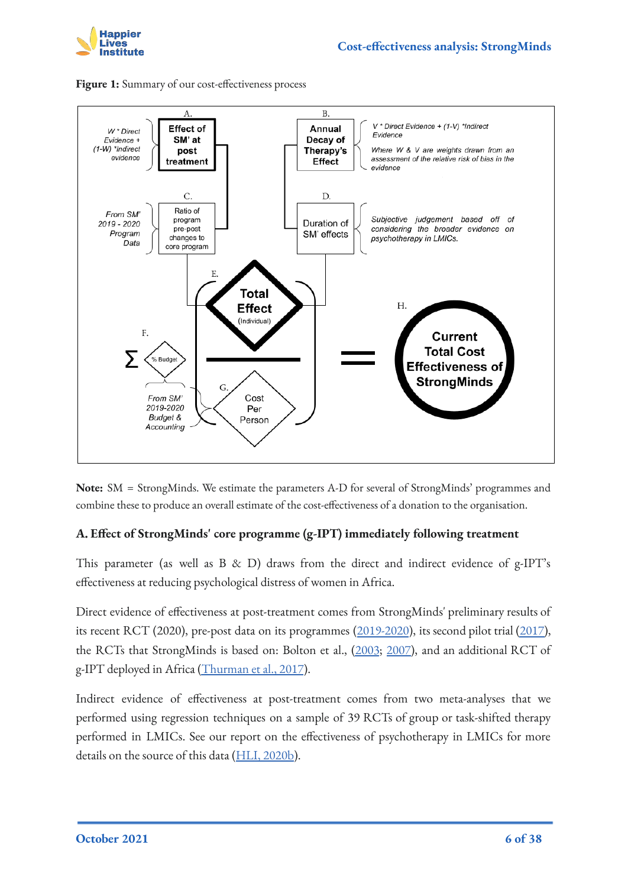**Figure 1:** Summary of our cost-effectiveness process

A. Effect of SM' at post treatment — W * Direct Evidence + (1-W) *Indirect evidence

B. Annual Decay of Therapy's Effect — V * Direct Evidence + (1-V) *Indirect Evidence. Where W & V are weights drawn from an assessment of the relative risk of bias in the evidence

C. Ratio of program pre-post changes to core program — From SM' 2019 - 2020 Program Data

D. Duration of SM' effects — Subjective judgement based off of considering the broader evidence on psychotherapy in LMICs.

E. Total Effect (Individual)

F. Σ % Budget — From SM' 2019-2020 Budget & Accounting

G. Cost Per Person

H. Current Total Cost Effectiveness of StrongMinds

**Note:** SM = StrongMinds. We estimate the parameters A-D for several of StrongMinds' programmes and combine these to produce an overall estimate of the cost-effectiveness of a donation to the organisation.

### A. Effect of StrongMinds' core programme (g-IPT) immediately following treatment

This parameter (as well as B & D) draws from the direct and indirect evidence of g-IPT's effectiveness at reducing psychological distress of women in Africa.

Direct evidence of effectiveness at post-treatment comes from StrongMinds' preliminary results of its recent RCT (2020), pre-post data on its programmes (2019-2020), its second pilot trial (2017), the RCTs that StrongMinds is based on: Bolton et al., (2003; 2007), and an additional RCT of g-IPT deployed in Africa (Thurman et al., 2017).

Indirect evidence of effectiveness at post-treatment comes from two meta-analyses that we performed using regression techniques on a sample of 39 RCTs of group or task-shifted therapy performed in LMICs. See our report on the effectiveness of psychotherapy in LMICs for more details on the source of this data (HLI, 2020b).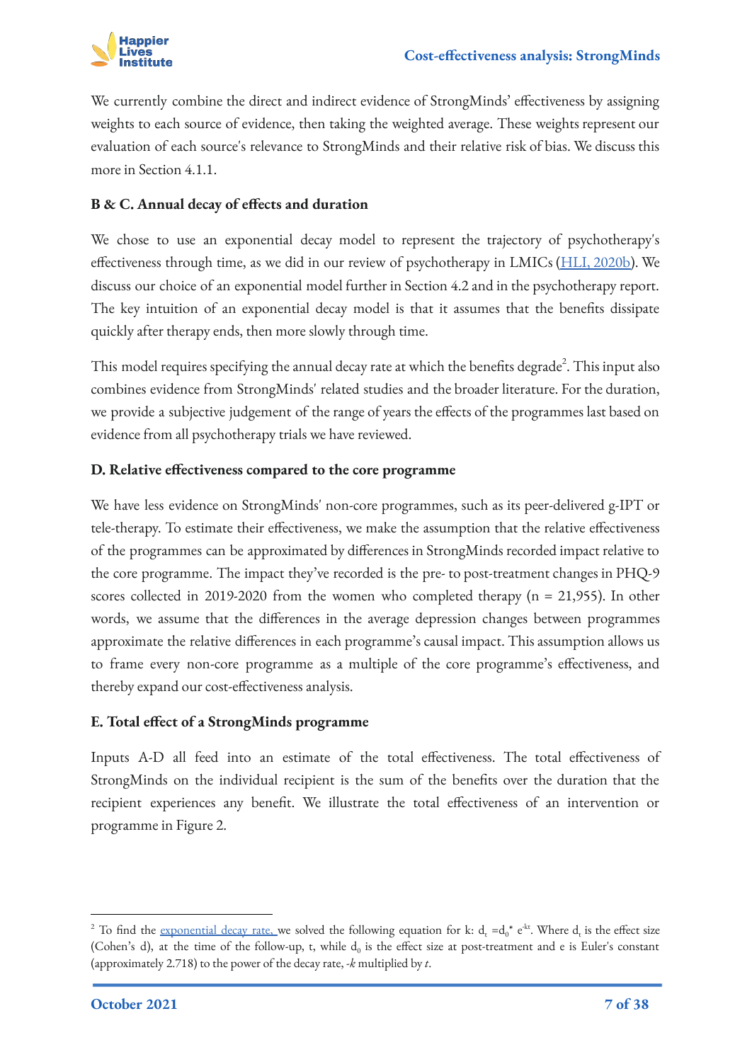We currently combine the direct and indirect evidence of StrongMinds' effectiveness by assigning weights to each source of evidence, then taking the weighted average. These weights represent our evaluation of each source's relevance to StrongMinds and their relative risk of bias. We discuss this more in Section 4.1.1.

### B & C. Annual decay of effects and duration

We chose to use an exponential decay model to represent the trajectory of psychotherapy's effectiveness through time, as we did in our review of psychotherapy in LMICs ([HLI, 2020b](#)). We discuss our choice of an exponential model further in Section 4.2 and in the psychotherapy report. The key intuition of an exponential decay model is that it assumes that the benefits dissipate quickly after therapy ends, then more slowly through time.

This model requires specifying the annual decay rate at which the benefits degrade[2]. This input also combines evidence from StrongMinds' related studies and the broader literature. For the duration, we provide a subjective judgement of the range of years the effects of the programmes last based on evidence from all psychotherapy trials we have reviewed.

### D. Relative effectiveness compared to the core programme

We have less evidence on StrongMinds' non-core programmes, such as its peer-delivered g-IPT or tele-therapy. To estimate their effectiveness, we make the assumption that the relative effectiveness of the programmes can be approximated by differences in StrongMinds recorded impact relative to the core programme. The impact they've recorded is the pre- to post-treatment changes in PHQ-9 scores collected in 2019-2020 from the women who completed therapy (n = 21,955). In other words, we assume that the differences in the average depression changes between programmes approximate the relative differences in each programme's causal impact. This assumption allows us to frame every non-core programme as a multiple of the core programme's effectiveness, and thereby expand our cost-effectiveness analysis.

### E. Total effect of a StrongMinds programme

Inputs A-D all feed into an estimate of the total effectiveness. The total effectiveness of StrongMinds on the individual recipient is the sum of the benefits over the duration that the recipient experiences any benefit. We illustrate the total effectiveness of an intervention or programme in Figure 2.

---

[2] To find the [exponential decay rate,](#) we solved the following equation for k: $d_t = d_0 * e^{-kt}$. Where $d_t$ is the effect size (Cohen's d), at the time of the follow-up, t, while $d_0$ is the effect size at post-treatment and e is Euler's constant (approximately 2.718) to the power of the decay rate, *-k* multiplied by *t*.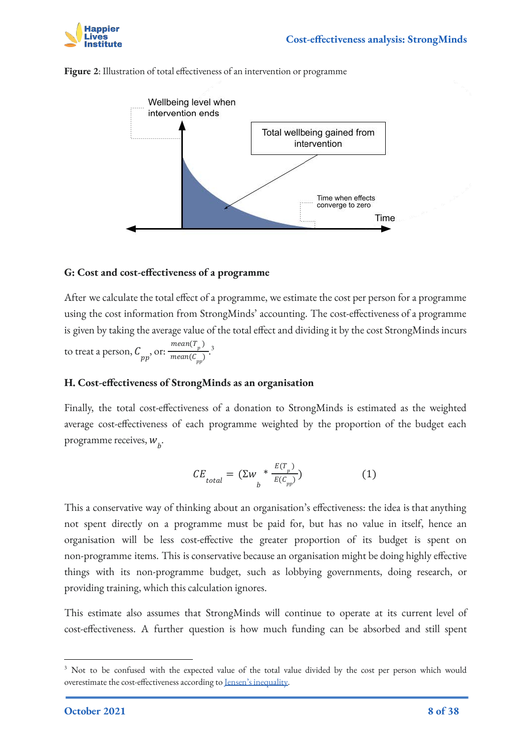**Figure 2**: Illustration of total effectiveness of an intervention or programme

Wellbeing level when intervention ends

Total wellbeing gained from intervention

Time when effects converge to zero

Time

### G: Cost and cost-effectiveness of a programme

After we calculate the total effect of a programme, we estimate the cost per person for a programme using the cost information from StrongMinds' accounting. The cost-effectiveness of a programme is given by taking the average value of the total effect and dividing it by the cost StrongMinds incurs to treat a person, $C_{pp}$, or: $\frac{mean(T_p)}{mean(C_{pp})}$.[3]

### H. Cost-effectiveness of StrongMinds as an organisation

Finally, the total cost-effectiveness of a donation to StrongMinds is estimated as the weighted average cost-effectiveness of each programme weighted by the proportion of the budget each programme receives, $w_b$.

$$CE_{total} = (\Sigma w_b * \frac{E(T_p)}{E(C_{pp})}) \qquad (1)$$

This a conservative way of thinking about an organisation's effectiveness: the idea is that anything not spent directly on a programme must be paid for, but has no value in itself, hence an organisation will be less cost-effective the greater proportion of its budget is spent on non-programme items. This is conservative because an organisation might be doing highly effective things with its non-programme budget, such as lobbying governments, doing research, or providing training, which this calculation ignores.

This estimate also assumes that StrongMinds will continue to operate at its current level of cost-effectiveness. A further question is how much funding can be absorbed and still spent

---

[3] Not to be confused with the expected value of the total value divided by the cost per person which would overestimate the cost-effectiveness according to [Jensen's inequality](#).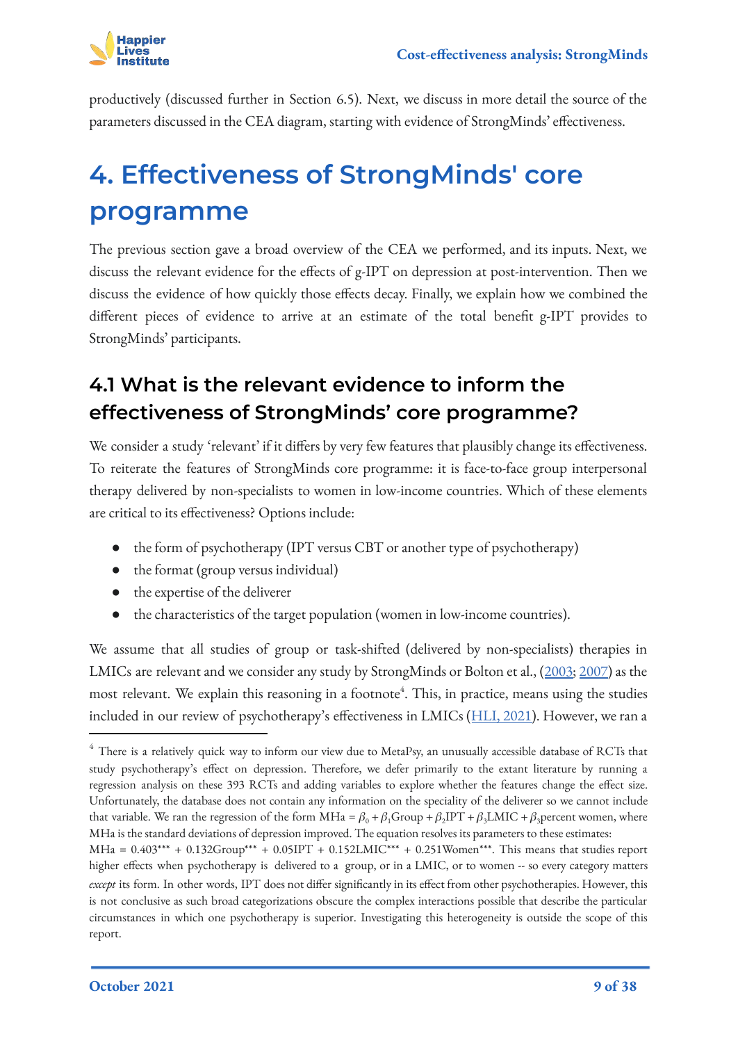productively (discussed further in Section 6.5). Next, we discuss in more detail the source of the parameters discussed in the CEA diagram, starting with evidence of StrongMinds' effectiveness.

# 4. Effectiveness of StrongMinds' core programme

The previous section gave a broad overview of the CEA we performed, and its inputs. Next, we discuss the relevant evidence for the effects of g-IPT on depression at post-intervention. Then we discuss the evidence of how quickly those effects decay. Finally, we explain how we combined the different pieces of evidence to arrive at an estimate of the total benefit g-IPT provides to StrongMinds' participants.

## 4.1 What is the relevant evidence to inform the effectiveness of StrongMinds' core programme?

We consider a study 'relevant' if it differs by very few features that plausibly change its effectiveness. To reiterate the features of StrongMinds core programme: it is face-to-face group interpersonal therapy delivered by non-specialists to women in low-income countries. Which of these elements are critical to its effectiveness? Options include:

- the form of psychotherapy (IPT versus CBT or another type of psychotherapy)
- the format (group versus individual)
- the expertise of the deliverer
- the characteristics of the target population (women in low-income countries).

We assume that all studies of group or task-shifted (delivered by non-specialists) therapies in LMICs are relevant and we consider any study by StrongMinds or Bolton et al., (2003; 2007) as the most relevant. We explain this reasoning in a footnote[4]. This, in practice, means using the studies included in our review of psychotherapy's effectiveness in LMICs (HLI, 2021). However, we ran a

---

[4] There is a relatively quick way to inform our view due to MetaPsy, an unusually accessible database of RCTs that study psychotherapy's effect on depression. Therefore, we defer primarily to the extant literature by running a regression analysis on these 393 RCTs and adding variables to explore whether the features change the effect size. Unfortunately, the database does not contain any information on the speciality of the deliverer so we cannot include that variable. We ran the regression of the form $\text{MHa} = \beta_0 + \beta_1\text{Group} + \beta_2\text{IPT} + \beta_3\text{LMIC} + \beta_3\text{percent women}$, where MHa is the standard deviations of depression improved. The equation resolves its parameters to these estimates: $\text{MHa} = 0.403^{***} + 0.132\text{Group}^{***} + 0.05\text{IPT} + 0.152\text{LMIC}^{***} + 0.251\text{Women}^{***}$. This means that studies report higher effects when psychotherapy is delivered to a group, or in a LMIC, or to women -- so every category matters *except* its form. In other words, IPT does not differ significantly in its effect from other psychotherapies. However, this is not conclusive as such broad categorizations obscure the complex interactions possible that describe the particular circumstances in which one psychotherapy is superior. Investigating this heterogeneity is outside the scope of this report.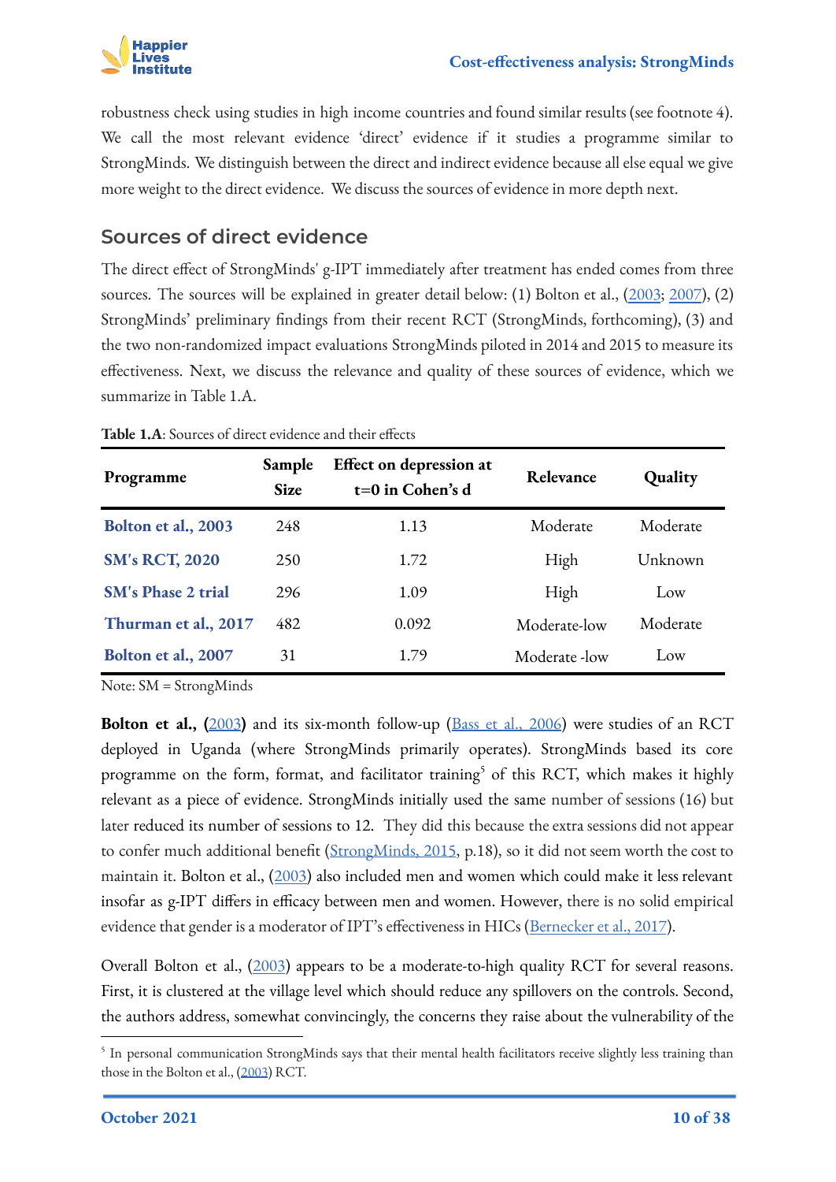robustness check using studies in high income countries and found similar results (see footnote 4). We call the most relevant evidence 'direct' evidence if it studies a programme similar to StrongMinds. We distinguish between the direct and indirect evidence because all else equal we give more weight to the direct evidence. We discuss the sources of evidence in more depth next.

## Sources of direct evidence

The direct effect of StrongMinds' g-IPT immediately after treatment has ended comes from three sources. The sources will be explained in greater detail below: (1) Bolton et al., (2003; 2007), (2) StrongMinds' preliminary findings from their recent RCT (StrongMinds, forthcoming), (3) and the two non-randomized impact evaluations StrongMinds piloted in 2014 and 2015 to measure its effectiveness. Next, we discuss the relevance and quality of these sources of evidence, which we summarize in Table 1.A.

**Table 1.A**: Sources of direct evidence and their effects

| Programme | Sample Size | Effect on depression at t=0 in Cohen's d | Relevance | Quality |
|---|---|---|---|---|
| Bolton et al., 2003 | 248 | 1.13 | Moderate | Moderate |
| SM's RCT, 2020 | 250 | 1.72 | High | Unknown |
| SM's Phase 2 trial | 296 | 1.09 | High | Low |
| Thurman et al., 2017 | 482 | 0.092 | Moderate-low | Moderate |
| Bolton et al., 2007 | 31 | 1.79 | Moderate -low | Low |

Note: SM = StrongMinds

**Bolton et al., (2003)** and its six-month follow-up (Bass et al., 2006) were studies of an RCT deployed in Uganda (where StrongMinds primarily operates). StrongMinds based its core programme on the form, format, and facilitator training[5] of this RCT, which makes it highly relevant as a piece of evidence. StrongMinds initially used the same number of sessions (16) but later reduced its number of sessions to 12. They did this because the extra sessions did not appear to confer much additional benefit (StrongMinds, 2015, p.18), so it did not seem worth the cost to maintain it. Bolton et al., (2003) also included men and women which could make it less relevant insofar as g-IPT differs in efficacy between men and women. However, there is no solid empirical evidence that gender is a moderator of IPT's effectiveness in HICs (Bernecker et al., 2017).

Overall Bolton et al., (2003) appears to be a moderate-to-high quality RCT for several reasons. First, it is clustered at the village level which should reduce any spillovers on the controls. Second, the authors address, somewhat convincingly, the concerns they raise about the vulnerability of the

[5] In personal communication StrongMinds says that their mental health facilitators receive slightly less training than those in the Bolton et al., (2003) RCT.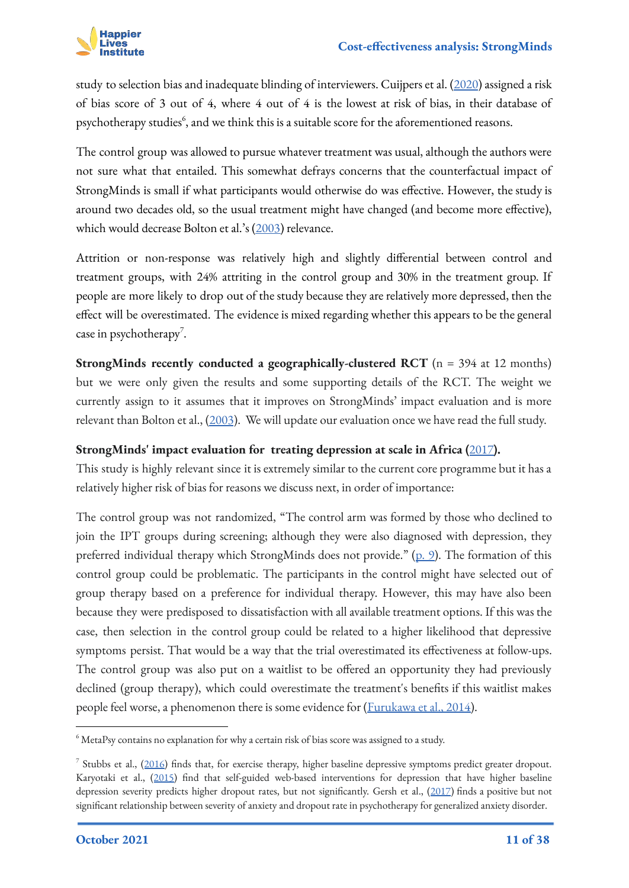study to selection bias and inadequate blinding of interviewers. Cuijpers et al. (2020) assigned a risk of bias score of 3 out of 4, where 4 out of 4 is the lowest at risk of bias, in their database of psychotherapy studies[6], and we think this is a suitable score for the aforementioned reasons.

The control group was allowed to pursue whatever treatment was usual, although the authors were not sure what that entailed. This somewhat defrays concerns that the counterfactual impact of StrongMinds is small if what participants would otherwise do was effective. However, the study is around two decades old, so the usual treatment might have changed (and become more effective), which would decrease Bolton et al.'s (2003) relevance.

Attrition or non-response was relatively high and slightly differential between control and treatment groups, with 24% attriting in the control group and 30% in the treatment group. If people are more likely to drop out of the study because they are relatively more depressed, then the effect will be overestimated. The evidence is mixed regarding whether this appears to be the general case in psychotherapy[7].

**StrongMinds recently conducted a geographically-clustered RCT** (n = 394 at 12 months) but we were only given the results and some supporting details of the RCT. The weight we currently assign to it assumes that it improves on StrongMinds' impact evaluation and is more relevant than Bolton et al., (2003). We will update our evaluation once we have read the full study.

**StrongMinds' impact evaluation for treating depression at scale in Africa (2017).**

This study is highly relevant since it is extremely similar to the current core programme but it has a relatively higher risk of bias for reasons we discuss next, in order of importance:

The control group was not randomized, "The control arm was formed by those who declined to join the IPT groups during screening; although they were also diagnosed with depression, they preferred individual therapy which StrongMinds does not provide." (p. 9). The formation of this control group could be problematic. The participants in the control might have selected out of group therapy based on a preference for individual therapy. However, this may have also been because they were predisposed to dissatisfaction with all available treatment options. If this was the case, then selection in the control group could be related to a higher likelihood that depressive symptoms persist. That would be a way that the trial overestimated its effectiveness at follow-ups. The control group was also put on a waitlist to be offered an opportunity they had previously declined (group therapy), which could overestimate the treatment's benefits if this waitlist makes people feel worse, a phenomenon there is some evidence for (Furukawa et al., 2014).

---

[6] MetaPsy contains no explanation for why a certain risk of bias score was assigned to a study.

[7] Stubbs et al., (2016) finds that, for exercise therapy, higher baseline depressive symptoms predict greater dropout. Karyotaki et al., (2015) find that self-guided web-based interventions for depression that have higher baseline depression severity predicts higher dropout rates, but not significantly. Gersh et al., (2017) finds a positive but not significant relationship between severity of anxiety and dropout rate in psychotherapy for generalized anxiety disorder.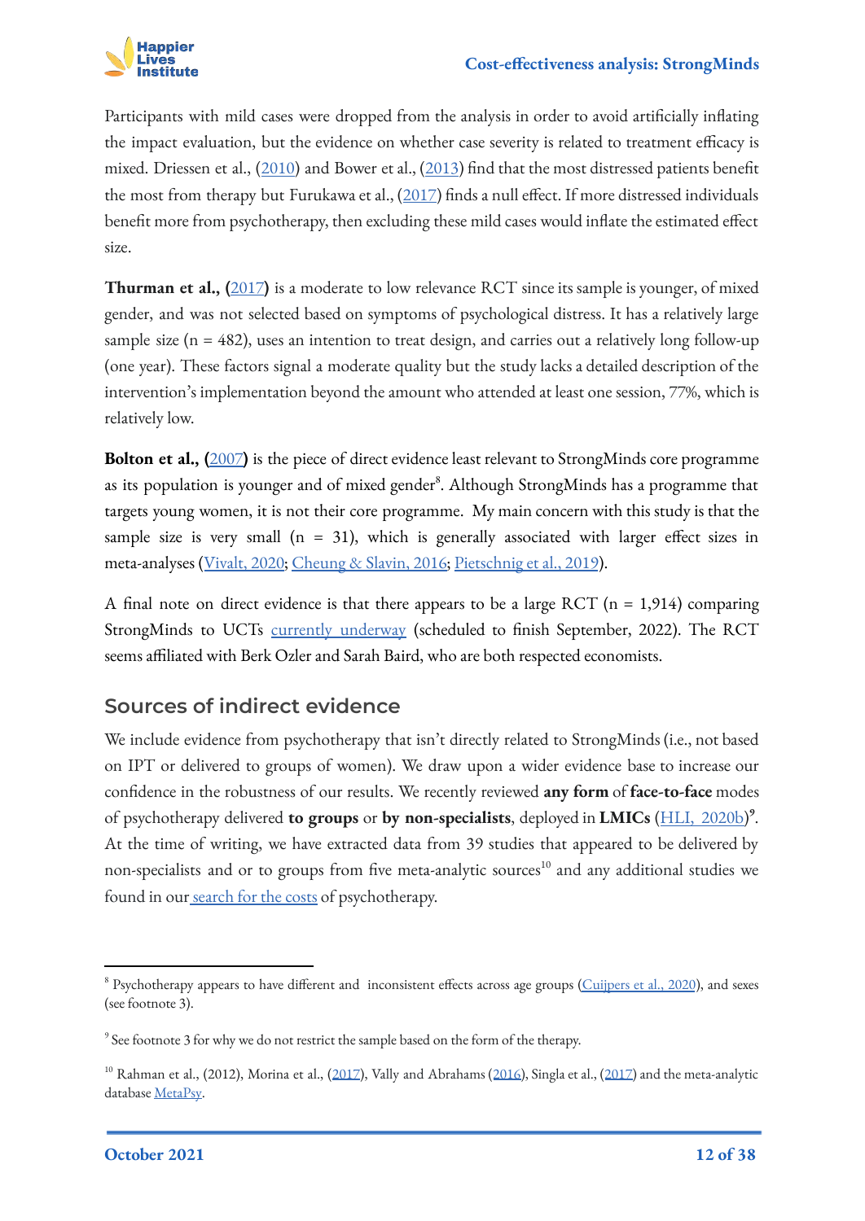Participants with mild cases were dropped from the analysis in order to avoid artificially inflating the impact evaluation, but the evidence on whether case severity is related to treatment efficacy is mixed. Driessen et al., (2010) and Bower et al., (2013) find that the most distressed patients benefit the most from therapy but Furukawa et al., (2017) finds a null effect. If more distressed individuals benefit more from psychotherapy, then excluding these mild cases would inflate the estimated effect size.

**Thurman et al., (**2017**)** is a moderate to low relevance RCT since its sample is younger, of mixed gender, and was not selected based on symptoms of psychological distress. It has a relatively large sample size (n = 482), uses an intention to treat design, and carries out a relatively long follow-up (one year). These factors signal a moderate quality but the study lacks a detailed description of the intervention's implementation beyond the amount who attended at least one session, 77%, which is relatively low.

**Bolton et al., (**2007**)** is the piece of direct evidence least relevant to StrongMinds core programme as its population is younger and of mixed gender[8]. Although StrongMinds has a programme that targets young women, it is not their core programme. My main concern with this study is that the sample size is very small (n = 31), which is generally associated with larger effect sizes in meta-analyses (Vivalt, 2020; Cheung & Slavin, 2016; Pietschnig et al., 2019).

A final note on direct evidence is that there appears to be a large RCT (n = 1,914) comparing StrongMinds to UCTs currently underway (scheduled to finish September, 2022). The RCT seems affiliated with Berk Ozler and Sarah Baird, who are both respected economists.

## Sources of indirect evidence

We include evidence from psychotherapy that isn't directly related to StrongMinds (i.e., not based on IPT or delivered to groups of women). We draw upon a wider evidence base to increase our confidence in the robustness of our results. We recently reviewed **any form** of **face-to-face** modes of psychotherapy delivered **to groups** or **by non-specialists**, deployed in **LMICs** (HLI, 2020b)[9]. At the time of writing, we have extracted data from 39 studies that appeared to be delivered by non-specialists and or to groups from five meta-analytic sources[10] and any additional studies we found in our search for the costs of psychotherapy.

---

[8] Psychotherapy appears to have different and inconsistent effects across age groups (Cuijpers et al., 2020), and sexes (see footnote 3).

[9] See footnote 3 for why we do not restrict the sample based on the form of the therapy.

[10] Rahman et al., (2012), Morina et al., (2017), Vally and Abrahams (2016), Singla et al., (2017) and the meta-analytic database MetaPsy.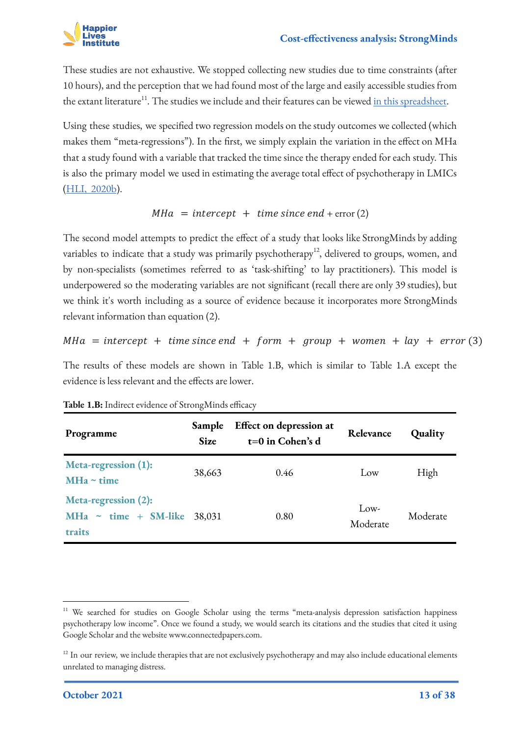These studies are not exhaustive. We stopped collecting new studies due to time constraints (after 10 hours), and the perception that we had found most of the large and easily accessible studies from the extant literature[11]. The studies we include and their features can be viewed in this spreadsheet.

Using these studies, we specified two regression models on the study outcomes we collected (which makes them "meta-regressions"). In the first, we simply explain the variation in the effect on MHa that a study found with a variable that tracked the time since the therapy ended for each study. This is also the primary model we used in estimating the average total effect of psychotherapy in LMICs (HLI, 2020b).

$$MHa = intercept + time\ since\ end + \text{error} \quad (2)$$

The second model attempts to predict the effect of a study that looks like StrongMinds by adding variables to indicate that a study was primarily psychotherapy[12], delivered to groups, women, and by non-specialists (sometimes referred to as 'task-shifting' to lay practitioners). This model is underpowered so the moderating variables are not significant (recall there are only 39 studies), but we think it's worth including as a source of evidence because it incorporates more StrongMinds relevant information than equation (2).

$$MHa = intercept + time\ since\ end + form + group + women + lay + error \quad (3)$$

The results of these models are shown in Table 1.B, which is similar to Table 1.A except the evidence is less relevant and the effects are lower.

**Table 1.B:** Indirect evidence of StrongMinds efficacy

| Programme | Sample Size | Effect on depression at t=0 in Cohen's d | Relevance | Quality |
|---|---|---|---|---|
| **Meta-regression (1): MHa ~ time** | 38,663 | 0.46 | Low | High |
| **Meta-regression (2): MHa ~ time + SM-like traits** | 38,031 | 0.80 | Low-Moderate | Moderate |

[11] We searched for studies on Google Scholar using the terms "meta-analysis depression satisfaction happiness psychotherapy low income". Once we found a study, we would search its citations and the studies that cited it using Google Scholar and the website www.connectedpapers.com.

[12] In our review, we include therapies that are not exclusively psychotherapy and may also include educational elements unrelated to managing distress.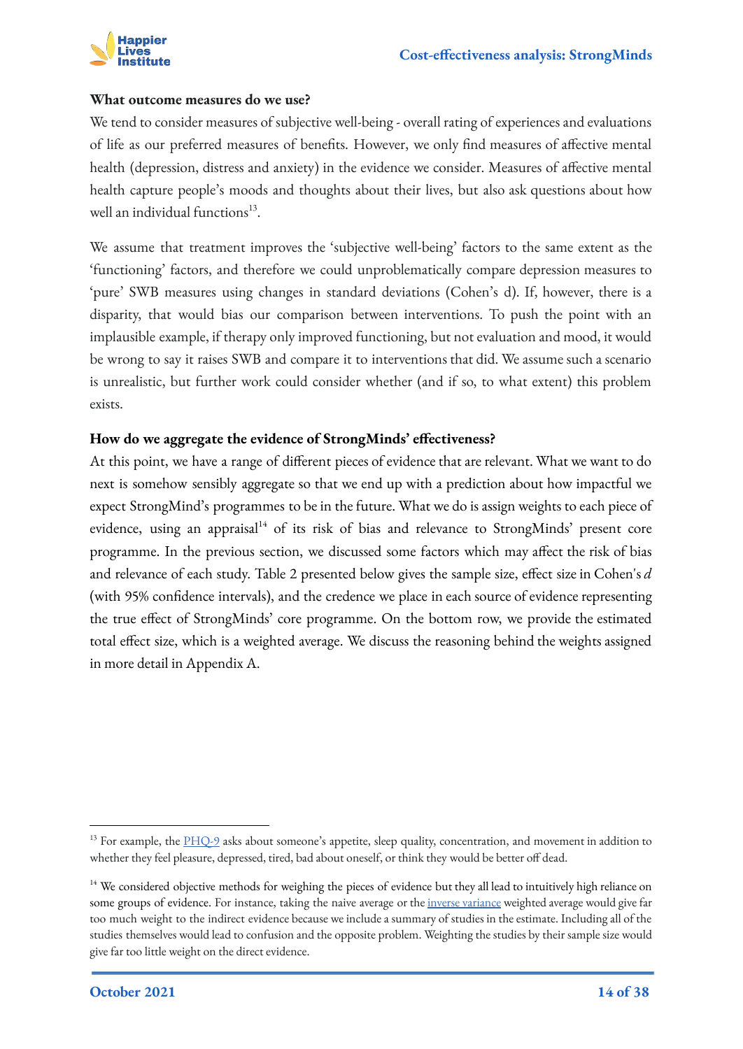**What outcome measures do we use?**

We tend to consider measures of subjective well-being - overall rating of experiences and evaluations of life as our preferred measures of benefits. However, we only find measures of affective mental health (depression, distress and anxiety) in the evidence we consider. Measures of affective mental health capture people's moods and thoughts about their lives, but also ask questions about how well an individual functions[13].

We assume that treatment improves the 'subjective well-being' factors to the same extent as the 'functioning' factors, and therefore we could unproblematically compare depression measures to 'pure' SWB measures using changes in standard deviations (Cohen's d). If, however, there is a disparity, that would bias our comparison between interventions. To push the point with an implausible example, if therapy only improved functioning, but not evaluation and mood, it would be wrong to say it raises SWB and compare it to interventions that did. We assume such a scenario is unrealistic, but further work could consider whether (and if so, to what extent) this problem exists.

**How do we aggregate the evidence of StrongMinds' effectiveness?**

At this point, we have a range of different pieces of evidence that are relevant. What we want to do next is somehow sensibly aggregate so that we end up with a prediction about how impactful we expect StrongMind's programmes to be in the future. What we do is assign weights to each piece of evidence, using an appraisal[14] of its risk of bias and relevance to StrongMinds' present core programme. In the previous section, we discussed some factors which may affect the risk of bias and relevance of each study. Table 2 presented below gives the sample size, effect size in Cohen's *d* (with 95% confidence intervals), and the credence we place in each source of evidence representing the true effect of StrongMinds' core programme. On the bottom row, we provide the estimated total effect size, which is a weighted average. We discuss the reasoning behind the weights assigned in more detail in Appendix A.

---

[13] For example, the PHQ-9 asks about someone's appetite, sleep quality, concentration, and movement in addition to whether they feel pleasure, depressed, tired, bad about oneself, or think they would be better off dead.

[14] We considered objective methods for weighing the pieces of evidence but they all lead to intuitively high reliance on some groups of evidence. For instance, taking the naive average or the inverse variance weighted average would give far too much weight to the indirect evidence because we include a summary of studies in the estimate. Including all of the studies themselves would lead to confusion and the opposite problem. Weighting the studies by their sample size would give far too little weight on the direct evidence.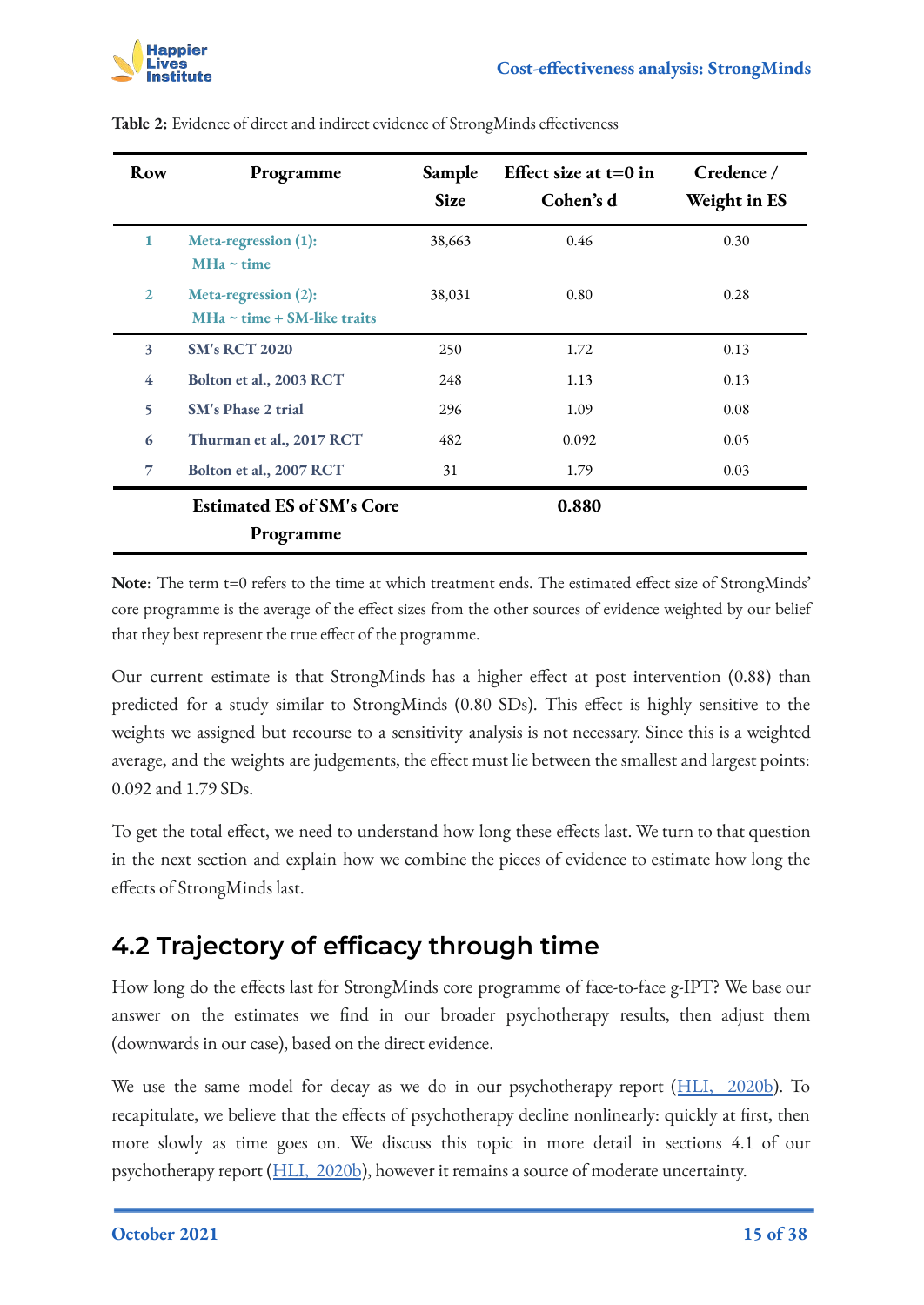**Table 2:** Evidence of direct and indirect evidence of StrongMinds effectiveness

| Row | Programme | Sample Size | Effect size at t=0 in Cohen's d | Credence / Weight in ES |
|---|---|---|---|---|
| 1 | Meta-regression (1): MHa ~ time | 38,663 | 0.46 | 0.30 |
| 2 | Meta-regression (2): MHa ~ time + SM-like traits | 38,031 | 0.80 | 0.28 |
| 3 | SM's RCT 2020 | 250 | 1.72 | 0.13 |
| 4 | Bolton et al., 2003 RCT | 248 | 1.13 | 0.13 |
| 5 | SM's Phase 2 trial | 296 | 1.09 | 0.08 |
| 6 | Thurman et al., 2017 RCT | 482 | 0.092 | 0.05 |
| 7 | Bolton et al., 2007 RCT | 31 | 1.79 | 0.03 |
| | **Estimated ES of SM's Core Programme** | | **0.880** | |

**Note**: The term t=0 refers to the time at which treatment ends. The estimated effect size of StrongMinds' core programme is the average of the effect sizes from the other sources of evidence weighted by our belief that they best represent the true effect of the programme.

Our current estimate is that StrongMinds has a higher effect at post intervention (0.88) than predicted for a study similar to StrongMinds (0.80 SDs). This effect is highly sensitive to the weights we assigned but recourse to a sensitivity analysis is not necessary. Since this is a weighted average, and the weights are judgements, the effect must lie between the smallest and largest points: 0.092 and 1.79 SDs.

To get the total effect, we need to understand how long these effects last. We turn to that question in the next section and explain how we combine the pieces of evidence to estimate how long the effects of StrongMinds last.

## 4.2 Trajectory of efficacy through time

How long do the effects last for StrongMinds core programme of face-to-face g-IPT? We base our answer on the estimates we find in our broader psychotherapy results, then adjust them (downwards in our case), based on the direct evidence.

We use the same model for decay as we do in our psychotherapy report (HLI, 2020b). To recapitulate, we believe that the effects of psychotherapy decline nonlinearly: quickly at first, then more slowly as time goes on. We discuss this topic in more detail in sections 4.1 of our psychotherapy report (HLI, 2020b), however it remains a source of moderate uncertainty.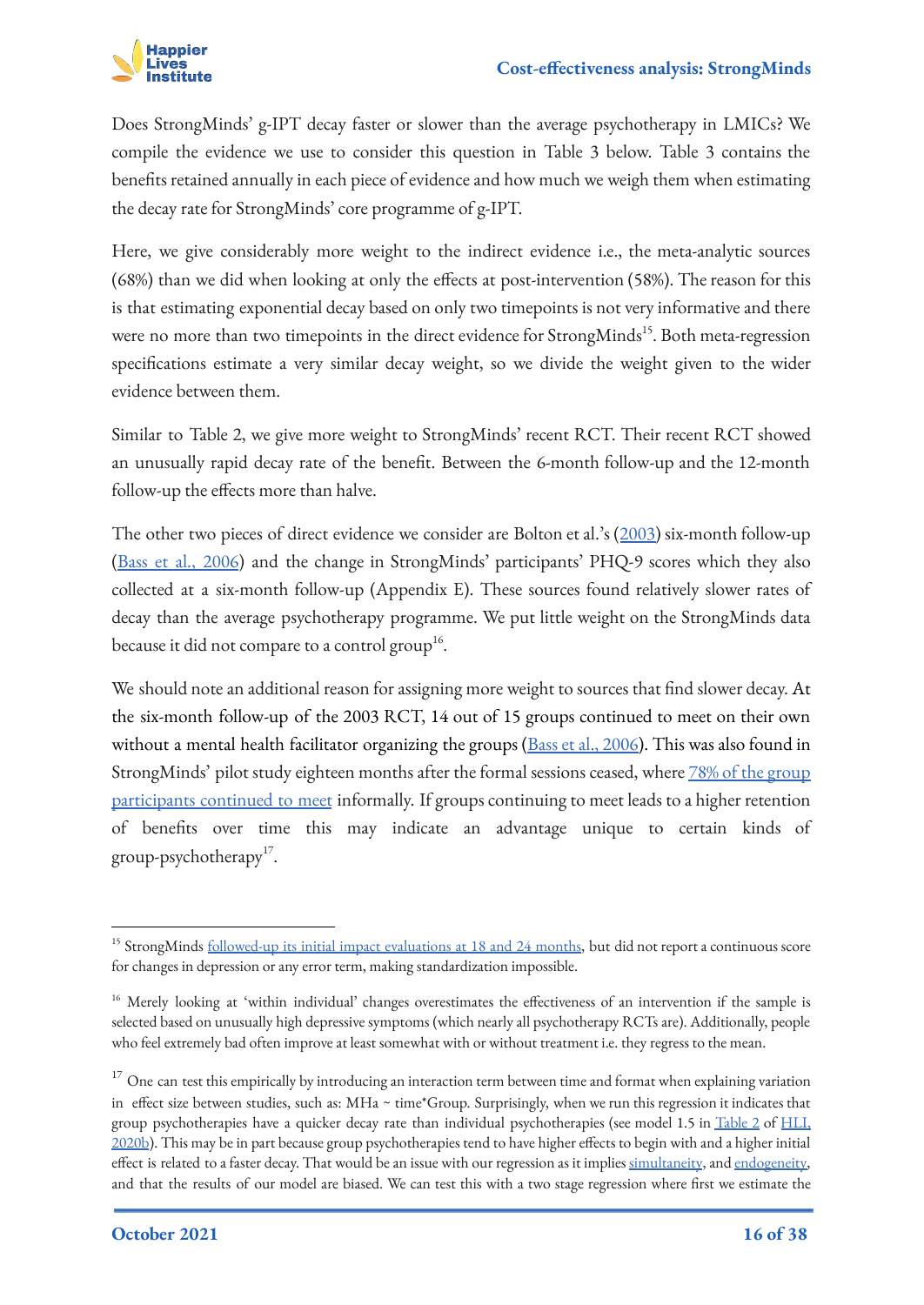Does StrongMinds' g-IPT decay faster or slower than the average psychotherapy in LMICs? We compile the evidence we use to consider this question in Table 3 below. Table 3 contains the benefits retained annually in each piece of evidence and how much we weigh them when estimating the decay rate for StrongMinds' core programme of g-IPT.

Here, we give considerably more weight to the indirect evidence i.e., the meta-analytic sources (68%) than we did when looking at only the effects at post-intervention (58%). The reason for this is that estimating exponential decay based on only two timepoints is not very informative and there were no more than two timepoints in the direct evidence for StrongMinds[15]. Both meta-regression specifications estimate a very similar decay weight, so we divide the weight given to the wider evidence between them.

Similar to Table 2, we give more weight to StrongMinds' recent RCT. Their recent RCT showed an unusually rapid decay rate of the benefit. Between the 6-month follow-up and the 12-month follow-up the effects more than halve.

The other two pieces of direct evidence we consider are Bolton et al.'s (2003) six-month follow-up (Bass et al., 2006) and the change in StrongMinds' participants' PHQ-9 scores which they also collected at a six-month follow-up (Appendix E). These sources found relatively slower rates of decay than the average psychotherapy programme. We put little weight on the StrongMinds data because it did not compare to a control group[16].

We should note an additional reason for assigning more weight to sources that find slower decay. At the six-month follow-up of the 2003 RCT, 14 out of 15 groups continued to meet on their own without a mental health facilitator organizing the groups (Bass et al., 2006). This was also found in StrongMinds' pilot study eighteen months after the formal sessions ceased, where 78% of the group participants continued to meet informally. If groups continuing to meet leads to a higher retention of benefits over time this may indicate an advantage unique to certain kinds of group-psychotherapy[17].

---

[15] StrongMinds followed-up its initial impact evaluations at 18 and 24 months, but did not report a continuous score for changes in depression or any error term, making standardization impossible.

[16] Merely looking at 'within individual' changes overestimates the effectiveness of an intervention if the sample is selected based on unusually high depressive symptoms (which nearly all psychotherapy RCTs are). Additionally, people who feel extremely bad often improve at least somewhat with or without treatment i.e. they regress to the mean.

[17] One can test this empirically by introducing an interaction term between time and format when explaining variation in effect size between studies, such as: MHa ~ time*Group. Surprisingly, when we run this regression it indicates that group psychotherapies have a quicker decay rate than individual psychotherapies (see model 1.5 in Table 2 of HLI, 2020b). This may be in part because group psychotherapies tend to have higher effects to begin with and a higher initial effect is related to a faster decay. That would be an issue with our regression as it implies simultaneity, and endogeneity, and that the results of our model are biased. We can test this with a two stage regression where first we estimate the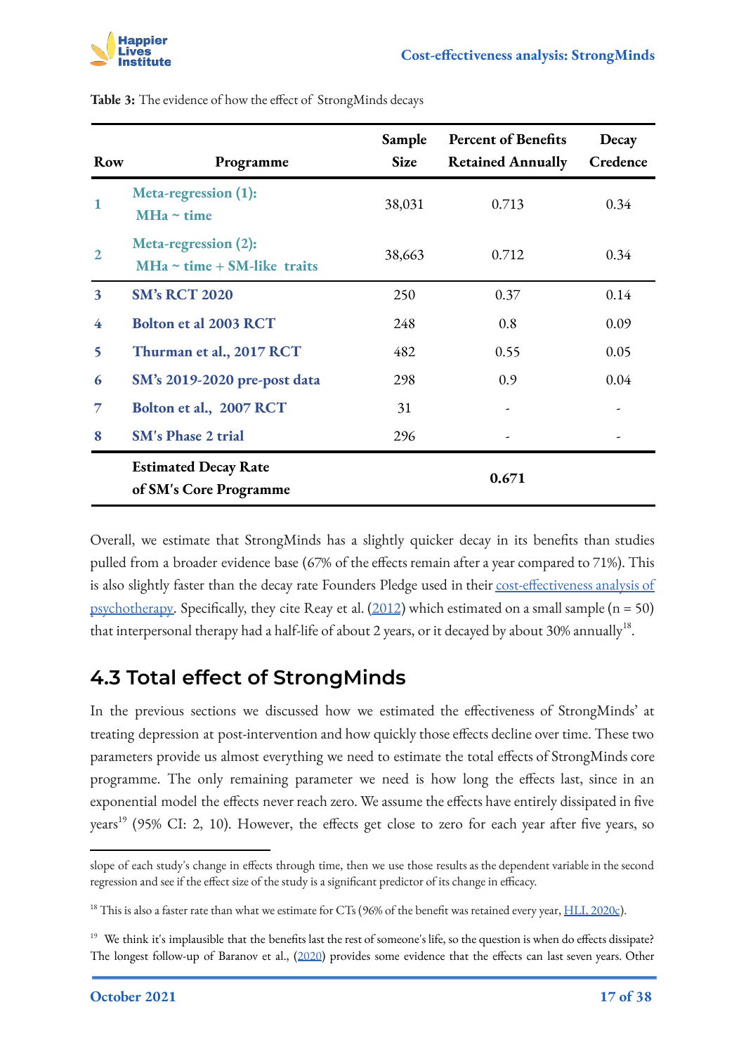**Table 3:** The evidence of how the effect of StrongMinds decays

| Row | Programme | Sample Size | Percent of Benefits Retained Annually | Decay Credence |
|---|---|---|---|---|
| 1 | Meta-regression (1): MHa ~ time | 38,031 | 0.713 | 0.34 |
| 2 | Meta-regression (2): MHa ~ time + SM-like traits | 38,663 | 0.712 | 0.34 |
| 3 | SM's RCT 2020 | 250 | 0.37 | 0.14 |
| 4 | Bolton et al 2003 RCT | 248 | 0.8 | 0.09 |
| 5 | Thurman et al., 2017 RCT | 482 | 0.55 | 0.05 |
| 6 | SM's 2019-2020 pre-post data | 298 | 0.9 | 0.04 |
| 7 | Bolton et al., 2007 RCT | 31 | - | - |
| 8 | SM's Phase 2 trial | 296 | - | - |
| | **Estimated Decay Rate of SM's Core Programme** | | **0.671** | |

Overall, we estimate that StrongMinds has a slightly quicker decay in its benefits than studies pulled from a broader evidence base (67% of the effects remain after a year compared to 71%). This is also slightly faster than the decay rate Founders Pledge used in their cost-effectiveness analysis of psychotherapy. Specifically, they cite Reay et al. (2012) which estimated on a small sample (n = 50) that interpersonal therapy had a half-life of about 2 years, or it decayed by about 30% annually[18].

## 4.3 Total effect of StrongMinds

In the previous sections we discussed how we estimated the effectiveness of StrongMinds' at treating depression at post-intervention and how quickly those effects decline over time. These two parameters provide us almost everything we need to estimate the total effects of StrongMinds core programme. The only remaining parameter we need is how long the effects last, since in an exponential model the effects never reach zero. We assume the effects have entirely dissipated in five years[19] (95% CI: 2, 10). However, the effects get close to zero for each year after five years, so

---

slope of each study's change in effects through time, then we use those results as the dependent variable in the second regression and see if the effect size of the study is a significant predictor of its change in efficacy.

[18] This is also a faster rate than what we estimate for CTs (96% of the benefit was retained every year, HLI, 2020c).

[19] We think it's implausible that the benefits last the rest of someone's life, so the question is when do effects dissipate? The longest follow-up of Baranov et al., (2020) provides some evidence that the effects can last seven years. Other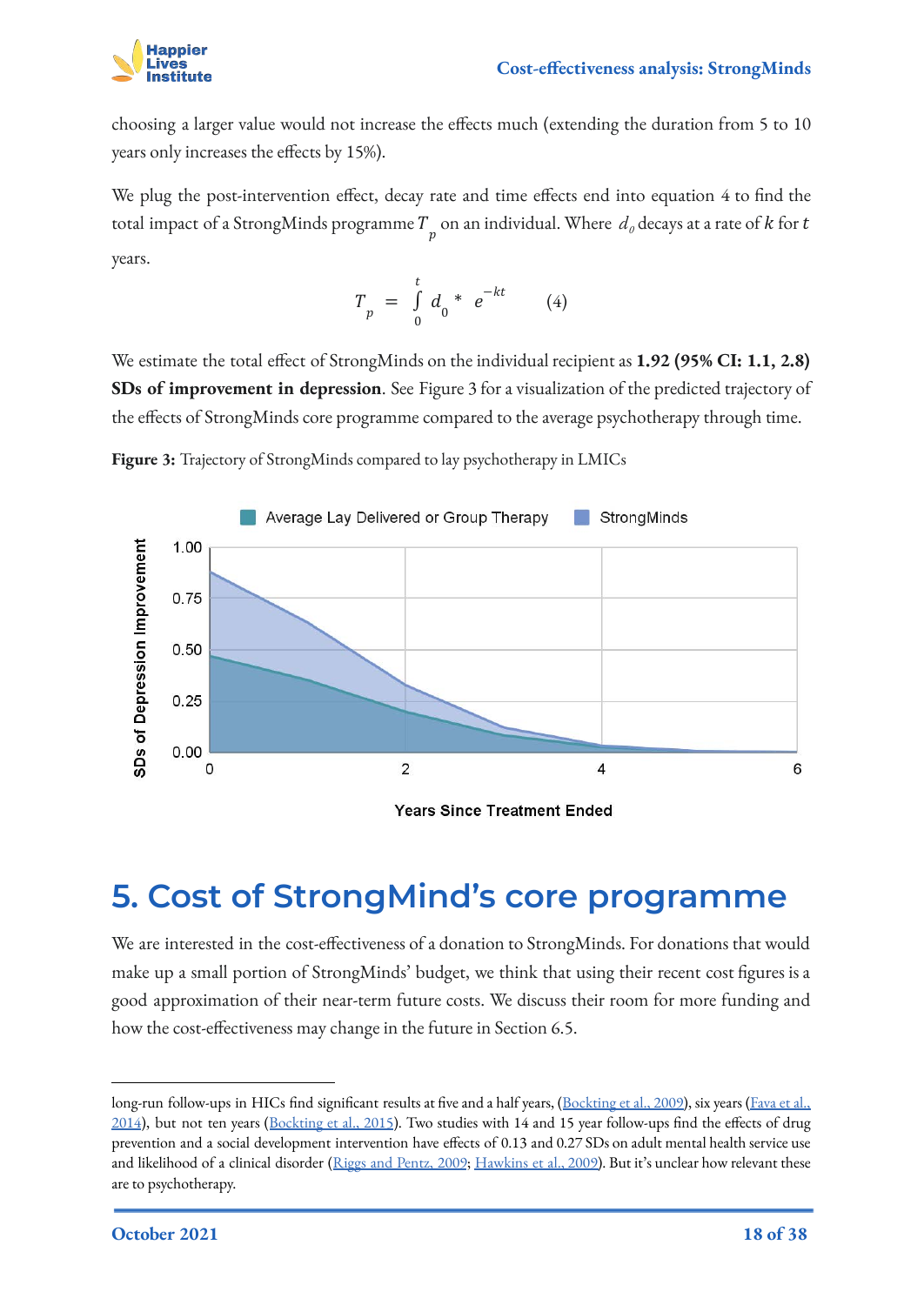choosing a larger value would not increase the effects much (extending the duration from 5 to 10 years only increases the effects by 15%).

We plug the post-intervention effect, decay rate and time effects end into equation 4 to find the total impact of a StrongMinds programme $T_p$ on an individual. Where $d_0$ decays at a rate of $k$ for $t$ years.

$$T_p = \int_0^t d_0 * e^{-kt} \qquad (4)$$

We estimate the total effect of StrongMinds on the individual recipient as **1.92 (95% CI: 1.1, 2.8) SDs of improvement in depression**. See Figure 3 for a visualization of the predicted trajectory of the effects of StrongMinds core programme compared to the average psychotherapy through time.

**Figure 3:** Trajectory of StrongMinds compared to lay psychotherapy in LMICs

# 5. Cost of StrongMind's core programme

We are interested in the cost-effectiveness of a donation to StrongMinds. For donations that would make up a small portion of StrongMinds' budget, we think that using their recent cost figures is a good approximation of their near-term future costs. We discuss their room for more funding and how the cost-effectiveness may change in the future in Section 6.5.

---

long-run follow-ups in HICs find significant results at five and a half years, (Bockting et al., 2009), six years (Fava et al., 2014), but not ten years (Bockting et al., 2015). Two studies with 14 and 15 year follow-ups find the effects of drug prevention and a social development intervention have effects of 0.13 and 0.27 SDs on adult mental health service use and likelihood of a clinical disorder (Riggs and Pentz, 2009; Hawkins et al., 2009). But it's unclear how relevant these are to psychotherapy.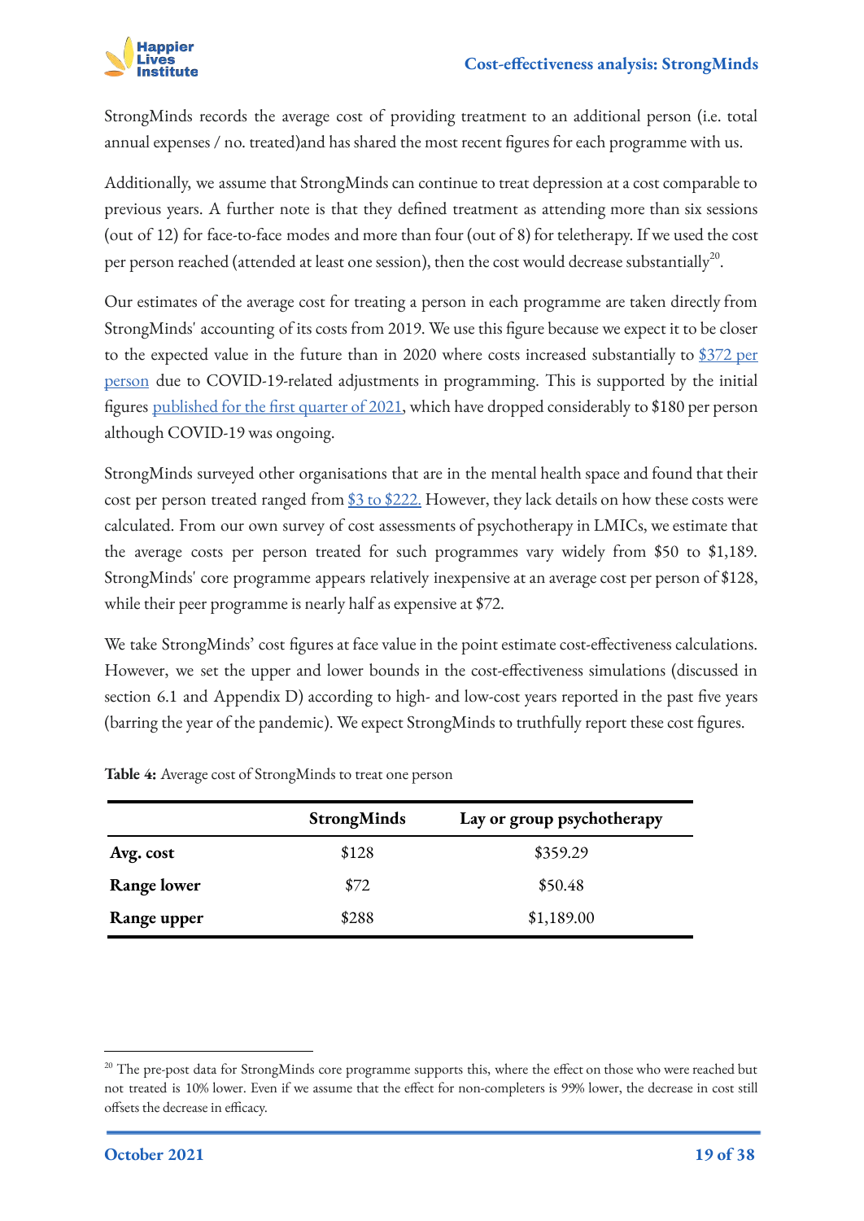StrongMinds records the average cost of providing treatment to an additional person (i.e. total annual expenses / no. treated)and has shared the most recent figures for each programme with us.

Additionally, we assume that StrongMinds can continue to treat depression at a cost comparable to previous years. A further note is that they defined treatment as attending more than six sessions (out of 12) for face-to-face modes and more than four (out of 8) for teletherapy. If we used the cost per person reached (attended at least one session), then the cost would decrease substantially[20].

Our estimates of the average cost for treating a person in each programme are taken directly from StrongMinds' accounting of its costs from 2019. We use this figure because we expect it to be closer to the expected value in the future than in 2020 where costs increased substantially to $372 per person due to COVID-19-related adjustments in programming. This is supported by the initial figures published for the first quarter of 2021, which have dropped considerably to $180 per person although COVID-19 was ongoing.

StrongMinds surveyed other organisations that are in the mental health space and found that their cost per person treated ranged from $3 to $222. However, they lack details on how these costs were calculated. From our own survey of cost assessments of psychotherapy in LMICs, we estimate that the average costs per person treated for such programmes vary widely from $50 to $1,189. StrongMinds' core programme appears relatively inexpensive at an average cost per person of $128, while their peer programme is nearly half as expensive at $72.

We take StrongMinds' cost figures at face value in the point estimate cost-effectiveness calculations. However, we set the upper and lower bounds in the cost-effectiveness simulations (discussed in section 6.1 and Appendix D) according to high- and low-cost years reported in the past five years (barring the year of the pandemic). We expect StrongMinds to truthfully report these cost figures.

**Table 4:** Average cost of StrongMinds to treat one person

| | StrongMinds | Lay or group psychotherapy |
|---|---|---|
| **Avg. cost** | $128 | $359.29 |
| **Range lower** | $72 | $50.48 |
| **Range upper** | $288 | $1,189.00 |

[20] The pre-post data for StrongMinds core programme supports this, where the effect on those who were reached but not treated is 10% lower. Even if we assume that the effect for non-completers is 99% lower, the decrease in cost still offsets the decrease in efficacy.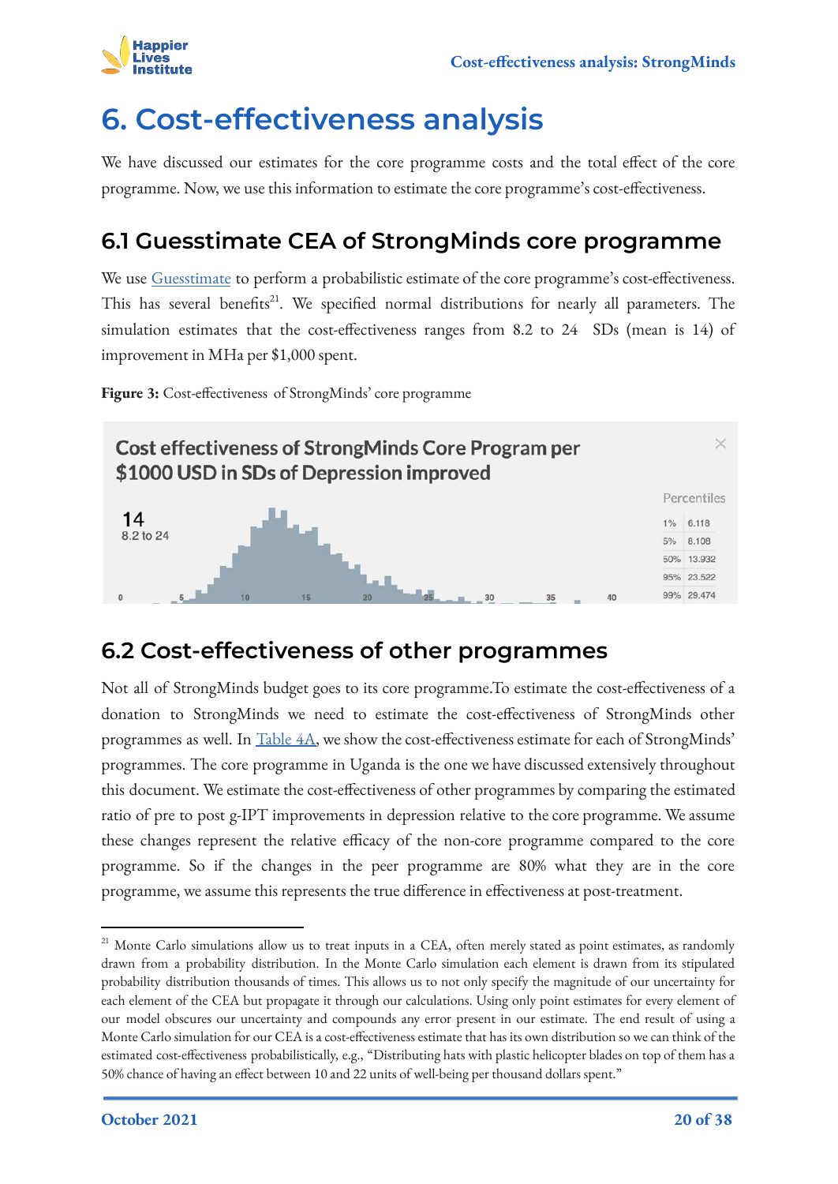# 6. Cost-effectiveness analysis

We have discussed our estimates for the core programme costs and the total effect of the core programme. Now, we use this information to estimate the core programme's cost-effectiveness.

## 6.1 Guesstimate CEA of StrongMinds core programme

We use [Guesstimate](Guesstimate) to perform a probabilistic estimate of the core programme's cost-effectiveness. This has several benefits[21]. We specified normal distributions for nearly all parameters. The simulation estimates that the cost-effectiveness ranges from 8.2 to 24 SDs (mean is 14) of improvement in MHa per $1,000 spent.

**Figure 3:** Cost-effectiveness of StrongMinds' core programme

## 6.2 Cost-effectiveness of other programmes

Not all of StrongMinds budget goes to its core programme.To estimate the cost-effectiveness of a donation to StrongMinds we need to estimate the cost-effectiveness of StrongMinds other programmes as well. In [Table 4A](Table 4A), we show the cost-effectiveness estimate for each of StrongMinds' programmes. The core programme in Uganda is the one we have discussed extensively throughout this document. We estimate the cost-effectiveness of other programmes by comparing the estimated ratio of pre to post g-IPT improvements in depression relative to the core programme. We assume these changes represent the relative efficacy of the non-core programme compared to the core programme. So if the changes in the peer programme are 80% what they are in the core programme, we assume this represents the true difference in effectiveness at post-treatment.

---

[21] Monte Carlo simulations allow us to treat inputs in a CEA, often merely stated as point estimates, as randomly drawn from a probability distribution. In the Monte Carlo simulation each element is drawn from its stipulated probability distribution thousands of times. This allows us to not only specify the magnitude of our uncertainty for each element of the CEA but propagate it through our calculations. Using only point estimates for every element of our model obscures our uncertainty and compounds any error present in our estimate. The end result of using a Monte Carlo simulation for our CEA is a cost-effectiveness estimate that has its own distribution so we can think of the estimated cost-effectiveness probabilistically, e.g., "Distributing hats with plastic helicopter blades on top of them has a 50% chance of having an effect between 10 and 22 units of well-being per thousand dollars spent."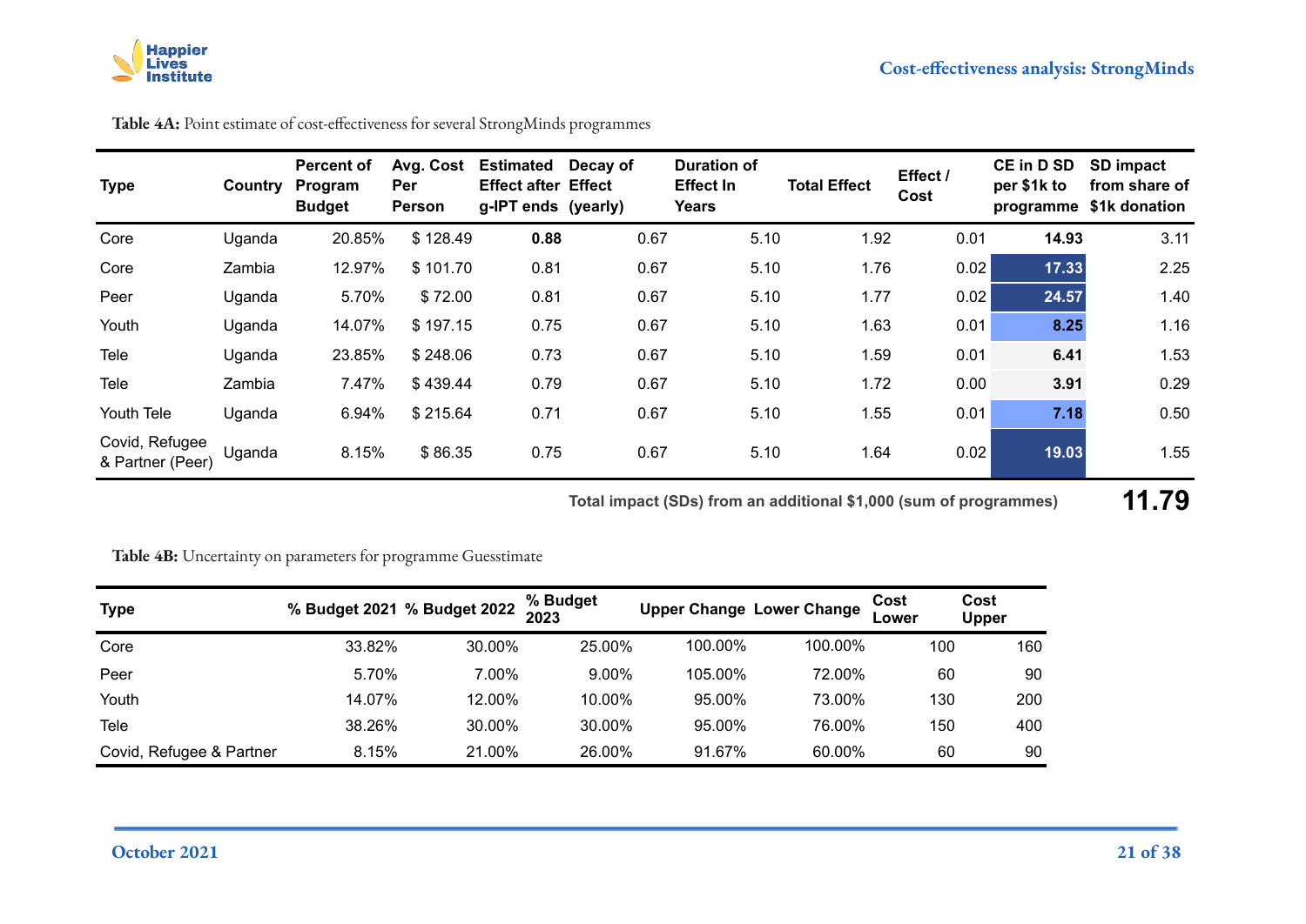**Table 4A:** Point estimate of cost-effectiveness for several StrongMinds programmes

| Type | Country | Percent of Program Budget | Avg. Cost Per Person | Estimated Effect after g-IPT ends | Decay of Effect (yearly) | Duration of Effect In Years | Total Effect | Effect / Cost | CE in D SD per $1k to programme | SD impact from share of $1k donation |
|---|---|---|---|---|---|---|---|---|---|---|
| Core | Uganda | 20.85% | $ 128.49 | **0.88** | 0.67 | 5.10 | 1.92 | 0.01 | **14.93** | 3.11 |
| Core | Zambia | 12.97% | $ 101.70 | 0.81 | 0.67 | 5.10 | 1.76 | 0.02 | **17.33** | 2.25 |
| Peer | Uganda | 5.70% | $ 72.00 | 0.81 | 0.67 | 5.10 | 1.77 | 0.02 | **24.57** | 1.40 |
| Youth | Uganda | 14.07% | $ 197.15 | 0.75 | 0.67 | 5.10 | 1.63 | 0.01 | **8.25** | 1.16 |
| Tele | Uganda | 23.85% | $ 248.06 | 0.73 | 0.67 | 5.10 | 1.59 | 0.01 | **6.41** | 1.53 |
| Tele | Zambia | 7.47% | $ 439.44 | 0.79 | 0.67 | 5.10 | 1.72 | 0.00 | **3.91** | 0.29 |
| Youth Tele | Uganda | 6.94% | $ 215.64 | 0.71 | 0.67 | 5.10 | 1.55 | 0.01 | **7.18** | 0.50 |
| Covid, Refugee & Partner (Peer) | Uganda | 8.15% | $ 86.35 | 0.75 | 0.67 | 5.10 | 1.64 | 0.02 | **19.03** | 1.55 |
| | | | | | | | | | **Total impact (SDs) from an additional $1,000 (sum of programmes)** | **11.79** |

**Table 4B:** Uncertainty on parameters for programme Guesstimate

| Type | % Budget 2021 | % Budget 2022 | % Budget 2023 | Upper Change | Lower Change | Cost Lower | Cost Upper |
|---|---|---|---|---|---|---|---|
| Core | 33.82% | 30.00% | 25.00% | 100.00% | 100.00% | 100 | 160 |
| Peer | 5.70% | 7.00% | 9.00% | 105.00% | 72.00% | 60 | 90 |
| Youth | 14.07% | 12.00% | 10.00% | 95.00% | 73.00% | 130 | 200 |
| Tele | 38.26% | 30.00% | 30.00% | 95.00% | 76.00% | 150 | 400 |
| Covid, Refugee & Partner | 8.15% | 21.00% | 26.00% | 91.67% | 60.00% | 60 | 90 |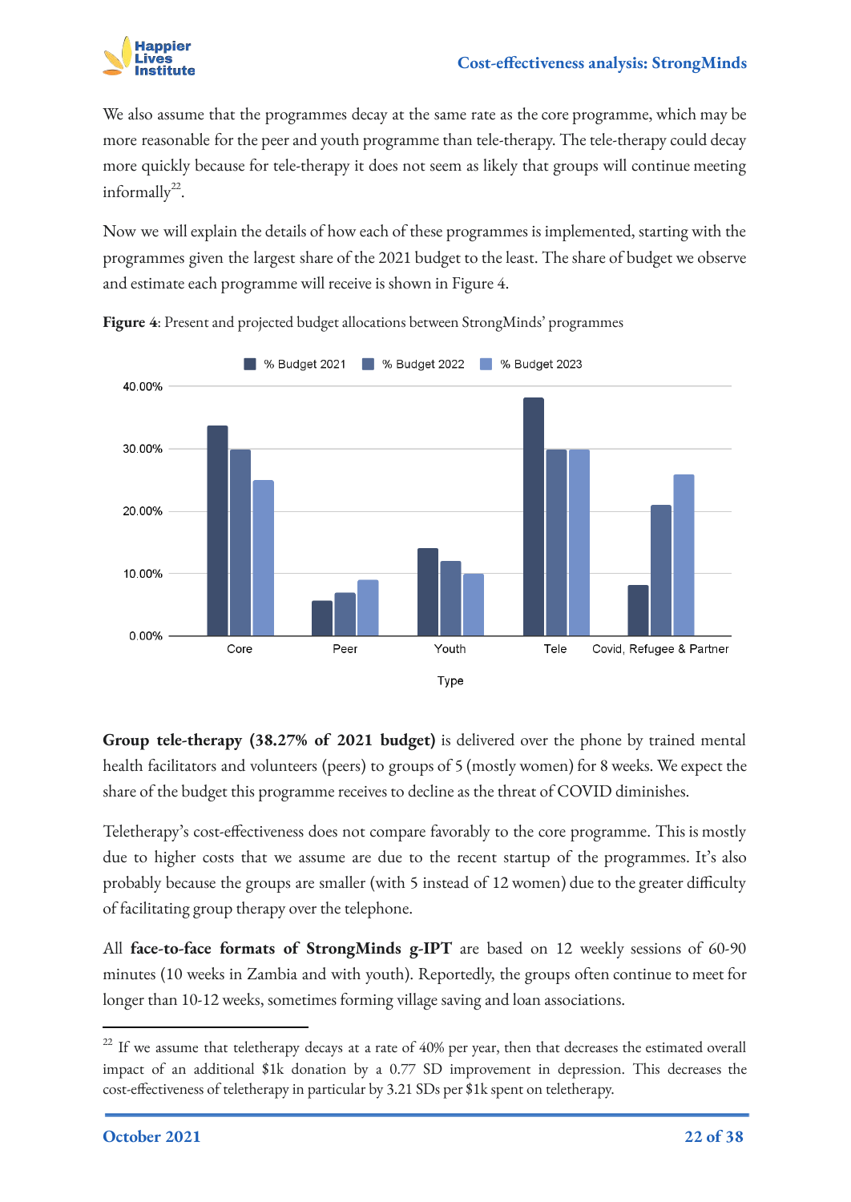We also assume that the programmes decay at the same rate as the core programme, which may be more reasonable for the peer and youth programme than tele-therapy. The tele-therapy could decay more quickly because for tele-therapy it does not seem as likely that groups will continue meeting informally[22].

Now we will explain the details of how each of these programmes is implemented, starting with the programmes given the largest share of the 2021 budget to the least. The share of budget we observe and estimate each programme will receive is shown in Figure 4.

**Figure 4**: Present and projected budget allocations between StrongMinds' programmes

**Group tele-therapy (38.27% of 2021 budget)** is delivered over the phone by trained mental health facilitators and volunteers (peers) to groups of 5 (mostly women) for 8 weeks. We expect the share of the budget this programme receives to decline as the threat of COVID diminishes.

Teletherapy's cost-effectiveness does not compare favorably to the core programme. This is mostly due to higher costs that we assume are due to the recent startup of the programmes. It's also probably because the groups are smaller (with 5 instead of 12 women) due to the greater difficulty of facilitating group therapy over the telephone.

All **face-to-face formats of StrongMinds g-IPT** are based on 12 weekly sessions of 60-90 minutes (10 weeks in Zambia and with youth). Reportedly, the groups often continue to meet for longer than 10-12 weeks, sometimes forming village saving and loan associations.

---

[22] If we assume that teletherapy decays at a rate of 40% per year, then that decreases the estimated overall impact of an additional $1k donation by a 0.77 SD improvement in depression. This decreases the cost-effectiveness of teletherapy in particular by 3.21 SDs per $1k spent on teletherapy.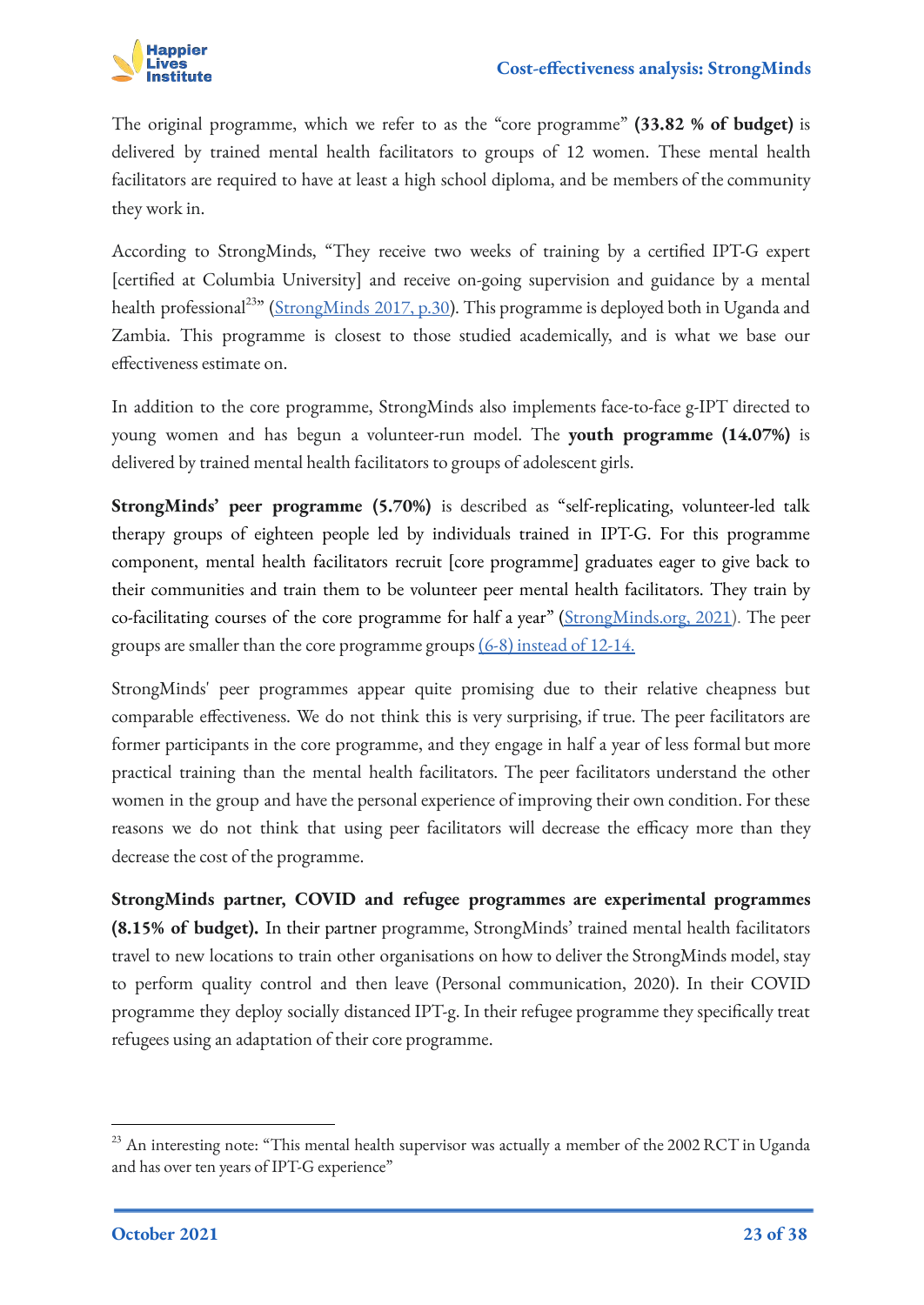The original programme, which we refer to as the "core programme" **(33.82 % of budget)** is delivered by trained mental health facilitators to groups of 12 women. These mental health facilitators are required to have at least a high school diploma, and be members of the community they work in.

According to StrongMinds, "They receive two weeks of training by a certified IPT-G expert [certified at Columbia University] and receive on-going supervision and guidance by a mental health professional[23]" (StrongMinds 2017, p.30). This programme is deployed both in Uganda and Zambia. This programme is closest to those studied academically, and is what we base our effectiveness estimate on.

In addition to the core programme, StrongMinds also implements face-to-face g-IPT directed to young women and has begun a volunteer-run model. The **youth programme (14.07%)** is delivered by trained mental health facilitators to groups of adolescent girls.

**StrongMinds' peer programme (5.70%)** is described as "self-replicating, volunteer-led talk therapy groups of eighteen people led by individuals trained in IPT-G. For this programme component, mental health facilitators recruit [core programme] graduates eager to give back to their communities and train them to be volunteer peer mental health facilitators. They train by co-facilitating courses of the core programme for half a year" (StrongMinds.org, 2021). The peer groups are smaller than the core programme groups (6-8) instead of 12-14.

StrongMinds' peer programmes appear quite promising due to their relative cheapness but comparable effectiveness. We do not think this is very surprising, if true. The peer facilitators are former participants in the core programme, and they engage in half a year of less formal but more practical training than the mental health facilitators. The peer facilitators understand the other women in the group and have the personal experience of improving their own condition. For these reasons we do not think that using peer facilitators will decrease the efficacy more than they decrease the cost of the programme.

**StrongMinds partner, COVID and refugee programmes are experimental programmes (8.15% of budget).** In their partner programme, StrongMinds' trained mental health facilitators travel to new locations to train other organisations on how to deliver the StrongMinds model, stay to perform quality control and then leave (Personal communication, 2020). In their COVID programme they deploy socially distanced IPT-g. In their refugee programme they specifically treat refugees using an adaptation of their core programme.

[23] An interesting note: "This mental health supervisor was actually a member of the 2002 RCT in Uganda and has over ten years of IPT-G experience"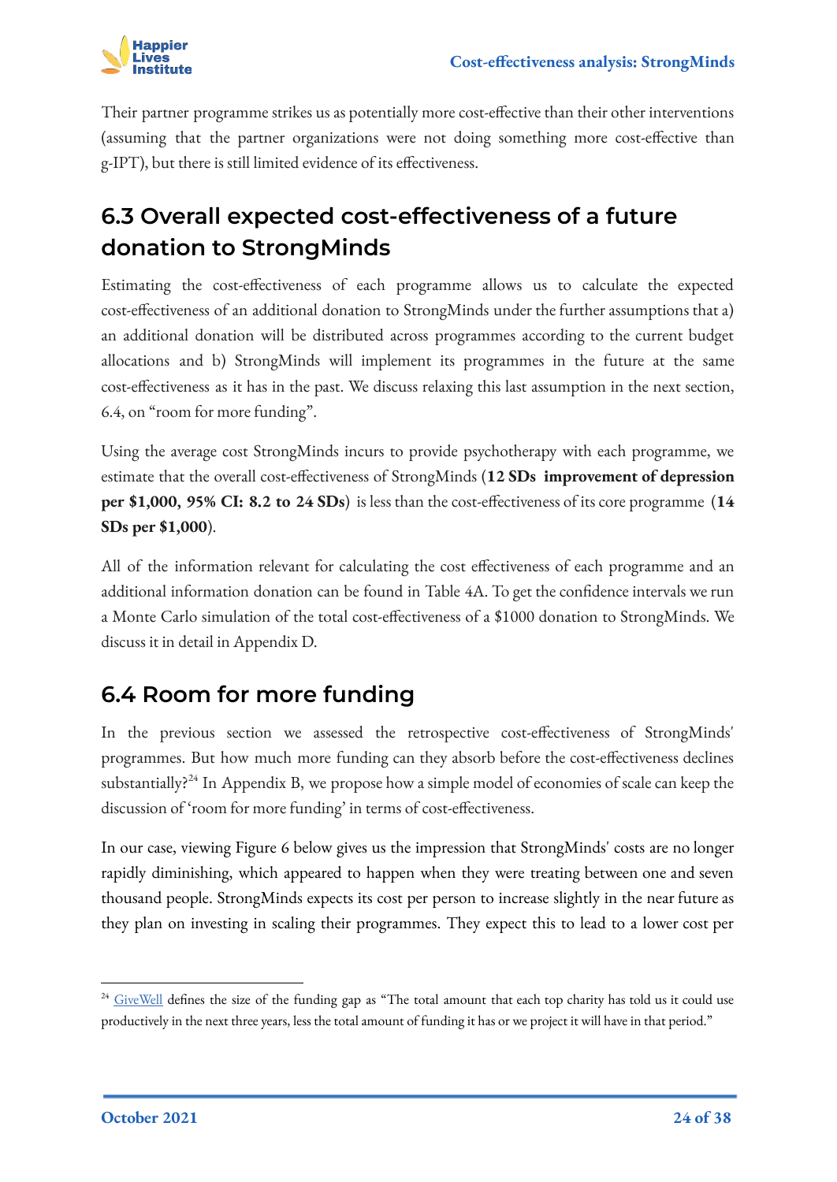Their partner programme strikes us as potentially more cost-effective than their other interventions (assuming that the partner organizations were not doing something more cost-effective than g-IPT), but there is still limited evidence of its effectiveness.

## 6.3 Overall expected cost-effectiveness of a future donation to StrongMinds

Estimating the cost-effectiveness of each programme allows us to calculate the expected cost-effectiveness of an additional donation to StrongMinds under the further assumptions that a) an additional donation will be distributed across programmes according to the current budget allocations and b) StrongMinds will implement its programmes in the future at the same cost-effectiveness as it has in the past. We discuss relaxing this last assumption in the next section, 6.4, on "room for more funding".

Using the average cost StrongMinds incurs to provide psychotherapy with each programme, we estimate that the overall cost-effectiveness of StrongMinds (**12 SDs improvement of depression per $1,000, 95% CI: 8.2 to 24 SDs**) is less than the cost-effectiveness of its core programme (**14 SDs per $1,000**).

All of the information relevant for calculating the cost effectiveness of each programme and an additional information donation can be found in Table 4A. To get the confidence intervals we run a Monte Carlo simulation of the total cost-effectiveness of a $1000 donation to StrongMinds. We discuss it in detail in Appendix D.

## 6.4 Room for more funding

In the previous section we assessed the retrospective cost-effectiveness of StrongMinds' programmes. But how much more funding can they absorb before the cost-effectiveness declines substantially?[24] In Appendix B, we propose how a simple model of economies of scale can keep the discussion of 'room for more funding' in terms of cost-effectiveness.

In our case, viewing Figure 6 below gives us the impression that StrongMinds' costs are no longer rapidly diminishing, which appeared to happen when they were treating between one and seven thousand people. StrongMinds expects its cost per person to increase slightly in the near future as they plan on investing in scaling their programmes. They expect this to lead to a lower cost per

[24] GiveWell defines the size of the funding gap as "The total amount that each top charity has told us it could use productively in the next three years, less the total amount of funding it has or we project it will have in that period."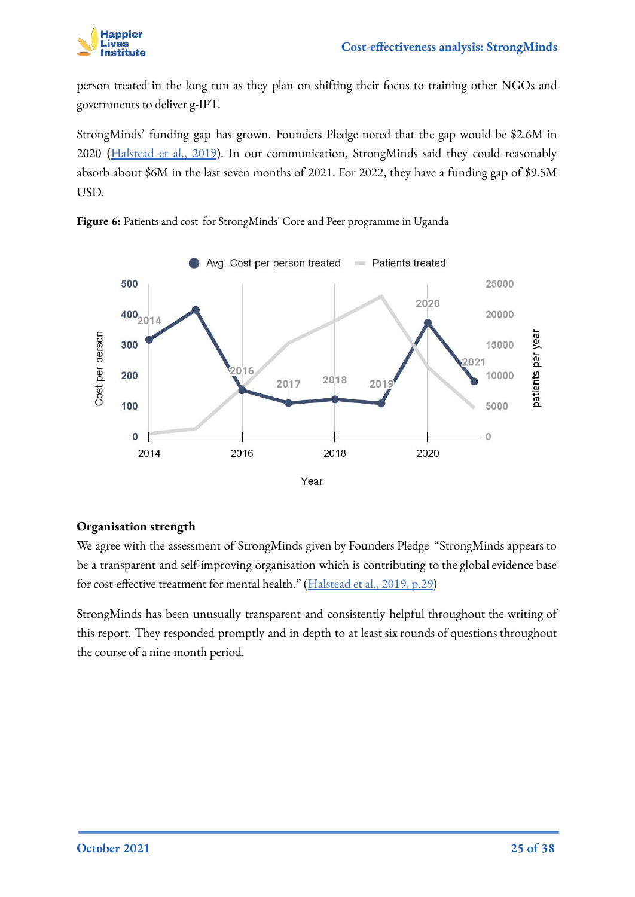person treated in the long run as they plan on shifting their focus to training other NGOs and governments to deliver g-IPT.

StrongMinds' funding gap has grown. Founders Pledge noted that the gap would be $2.6M in 2020 ([Halstead et al., 2019](#)). In our communication, StrongMinds said they could reasonably absorb about $6M in the last seven months of 2021. For 2022, they have a funding gap of $9.5M USD.

**Figure 6:** Patients and cost for StrongMinds' Core and Peer programme in Uganda

### Organisation strength

We agree with the assessment of StrongMinds given by Founders Pledge "StrongMinds appears to be a transparent and self-improving organisation which is contributing to the global evidence base for cost-effective treatment for mental health." ([Halstead et al., 2019, p.29](#))

StrongMinds has been unusually transparent and consistently helpful throughout the writing of this report. They responded promptly and in depth to at least six rounds of questions throughout the course of a nine month period.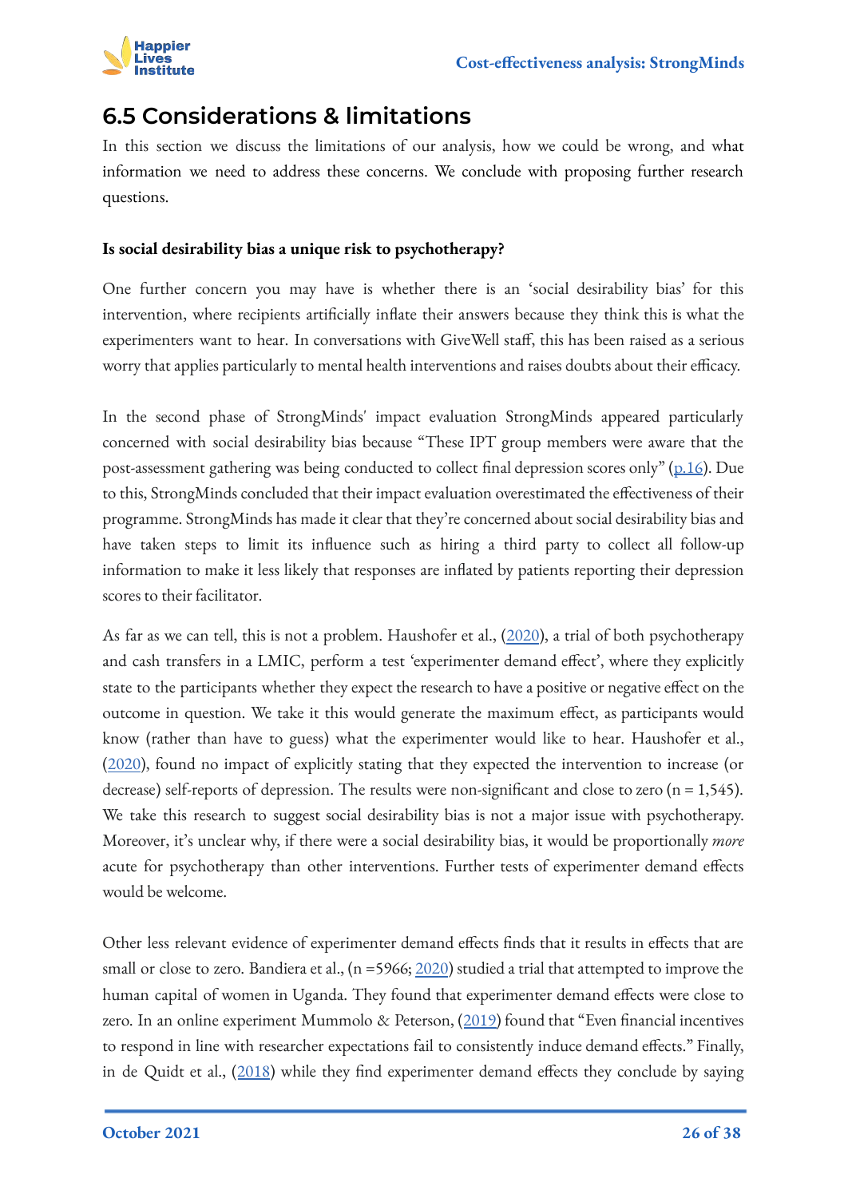## 6.5 Considerations & limitations

In this section we discuss the limitations of our analysis, how we could be wrong, and what information we need to address these concerns. We conclude with proposing further research questions.

**Is social desirability bias a unique risk to psychotherapy?**

One further concern you may have is whether there is an 'social desirability bias' for this intervention, where recipients artificially inflate their answers because they think this is what the experimenters want to hear. In conversations with GiveWell staff, this has been raised as a serious worry that applies particularly to mental health interventions and raises doubts about their efficacy.

In the second phase of StrongMinds' impact evaluation StrongMinds appeared particularly concerned with social desirability bias because "These IPT group members were aware that the post-assessment gathering was being conducted to collect final depression scores only" (p.16). Due to this, StrongMinds concluded that their impact evaluation overestimated the effectiveness of their programme. StrongMinds has made it clear that they're concerned about social desirability bias and have taken steps to limit its influence such as hiring a third party to collect all follow-up information to make it less likely that responses are inflated by patients reporting their depression scores to their facilitator.

As far as we can tell, this is not a problem. Haushofer et al., (2020), a trial of both psychotherapy and cash transfers in a LMIC, perform a test 'experimenter demand effect', where they explicitly state to the participants whether they expect the research to have a positive or negative effect on the outcome in question. We take it this would generate the maximum effect, as participants would know (rather than have to guess) what the experimenter would like to hear. Haushofer et al., (2020), found no impact of explicitly stating that they expected the intervention to increase (or decrease) self-reports of depression. The results were non-significant and close to zero (n = 1,545). We take this research to suggest social desirability bias is not a major issue with psychotherapy. Moreover, it's unclear why, if there were a social desirability bias, it would be proportionally *more* acute for psychotherapy than other interventions. Further tests of experimenter demand effects would be welcome.

Other less relevant evidence of experimenter demand effects finds that it results in effects that are small or close to zero. Bandiera et al., (n =5966; 2020) studied a trial that attempted to improve the human capital of women in Uganda. They found that experimenter demand effects were close to zero. In an online experiment Mummolo & Peterson, (2019) found that "Even financial incentives to respond in line with researcher expectations fail to consistently induce demand effects." Finally, in de Quidt et al., (2018) while they find experimenter demand effects they conclude by saying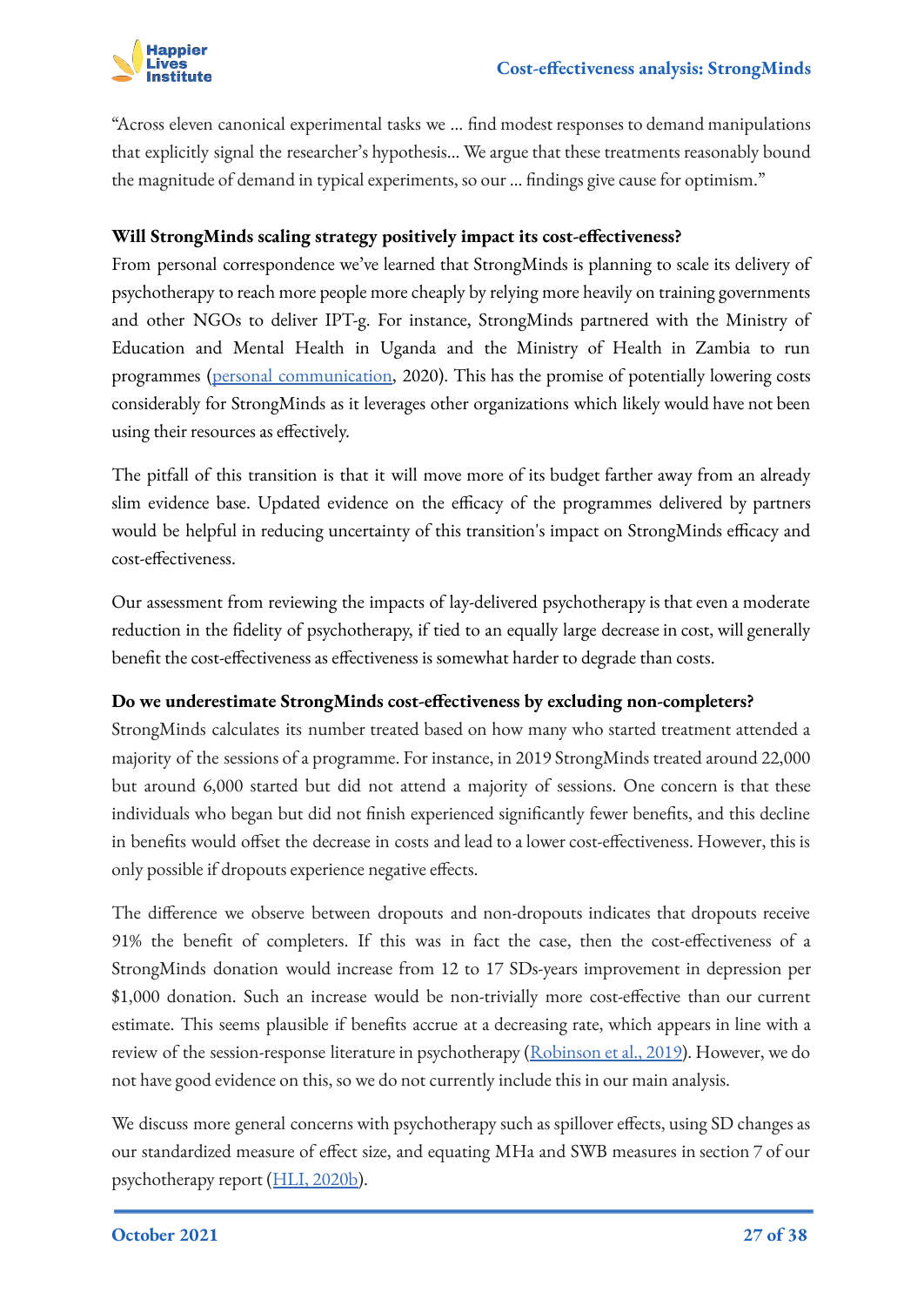"Across eleven canonical experimental tasks we … find modest responses to demand manipulations that explicitly signal the researcher's hypothesis… We argue that these treatments reasonably bound the magnitude of demand in typical experiments, so our … findings give cause for optimism."

**Will StrongMinds scaling strategy positively impact its cost-effectiveness?**

From personal correspondence we've learned that StrongMinds is planning to scale its delivery of psychotherapy to reach more people more cheaply by relying more heavily on training governments and other NGOs to deliver IPT-g. For instance, StrongMinds partnered with the Ministry of Education and Mental Health in Uganda and the Ministry of Health in Zambia to run programmes (personal communication, 2020). This has the promise of potentially lowering costs considerably for StrongMinds as it leverages other organizations which likely would have not been using their resources as effectively.

The pitfall of this transition is that it will move more of its budget farther away from an already slim evidence base. Updated evidence on the efficacy of the programmes delivered by partners would be helpful in reducing uncertainty of this transition's impact on StrongMinds efficacy and cost-effectiveness.

Our assessment from reviewing the impacts of lay-delivered psychotherapy is that even a moderate reduction in the fidelity of psychotherapy, if tied to an equally large decrease in cost, will generally benefit the cost-effectiveness as effectiveness is somewhat harder to degrade than costs.

**Do we underestimate StrongMinds cost-effectiveness by excluding non-completers?**

StrongMinds calculates its number treated based on how many who started treatment attended a majority of the sessions of a programme. For instance, in 2019 StrongMinds treated around 22,000 but around 6,000 started but did not attend a majority of sessions. One concern is that these individuals who began but did not finish experienced significantly fewer benefits, and this decline in benefits would offset the decrease in costs and lead to a lower cost-effectiveness. However, this is only possible if dropouts experience negative effects.

The difference we observe between dropouts and non-dropouts indicates that dropouts receive 91% the benefit of completers. If this was in fact the case, then the cost-effectiveness of a StrongMinds donation would increase from 12 to 17 SDs-years improvement in depression per $1,000 donation. Such an increase would be non-trivially more cost-effective than our current estimate. This seems plausible if benefits accrue at a decreasing rate, which appears in line with a review of the session-response literature in psychotherapy (Robinson et al., 2019). However, we do not have good evidence on this, so we do not currently include this in our main analysis.

We discuss more general concerns with psychotherapy such as spillover effects, using SD changes as our standardized measure of effect size, and equating MHa and SWB measures in section 7 of our psychotherapy report (HLI, 2020b).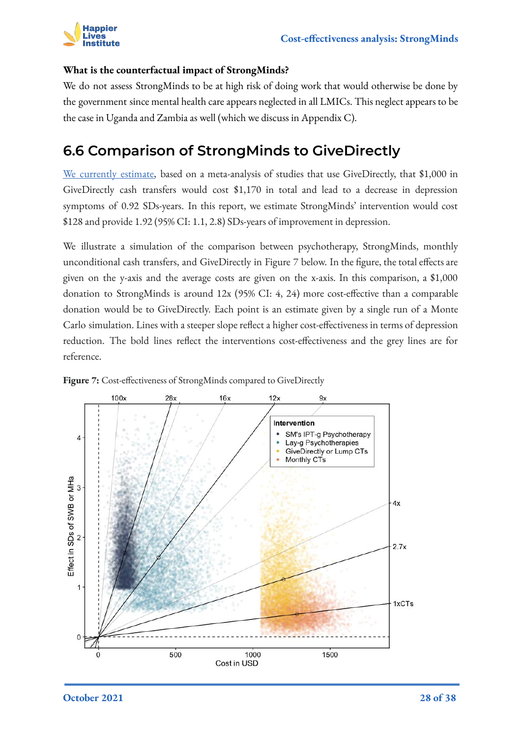**What is the counterfactual impact of StrongMinds?**

We do not assess StrongMinds to be at high risk of doing work that would otherwise be done by the government since mental health care appears neglected in all LMICs. This neglect appears to be the case in Uganda and Zambia as well (which we discuss in Appendix C).

## 6.6 Comparison of StrongMinds to GiveDirectly

We currently estimate, based on a meta-analysis of studies that use GiveDirectly, that $1,000 in GiveDirectly cash transfers would cost $1,170 in total and lead to a decrease in depression symptoms of 0.92 SDs-years. In this report, we estimate StrongMinds' intervention would cost $128 and provide 1.92 (95% CI: 1.1, 2.8) SDs-years of improvement in depression.

We illustrate a simulation of the comparison between psychotherapy, StrongMinds, monthly unconditional cash transfers, and GiveDirectly in Figure 7 below. In the figure, the total effects are given on the y-axis and the average costs are given on the x-axis. In this comparison, a $1,000 donation to StrongMinds is around 12x (95% CI: 4, 24) more cost-effective than a comparable donation would be to GiveDirectly. Each point is an estimate given by a single run of a Monte Carlo simulation. Lines with a steeper slope reflect a higher cost-effectiveness in terms of depression reduction. The bold lines reflect the interventions cost-effectiveness and the grey lines are for reference.

**Figure 7:** Cost-effectiveness of StrongMinds compared to GiveDirectly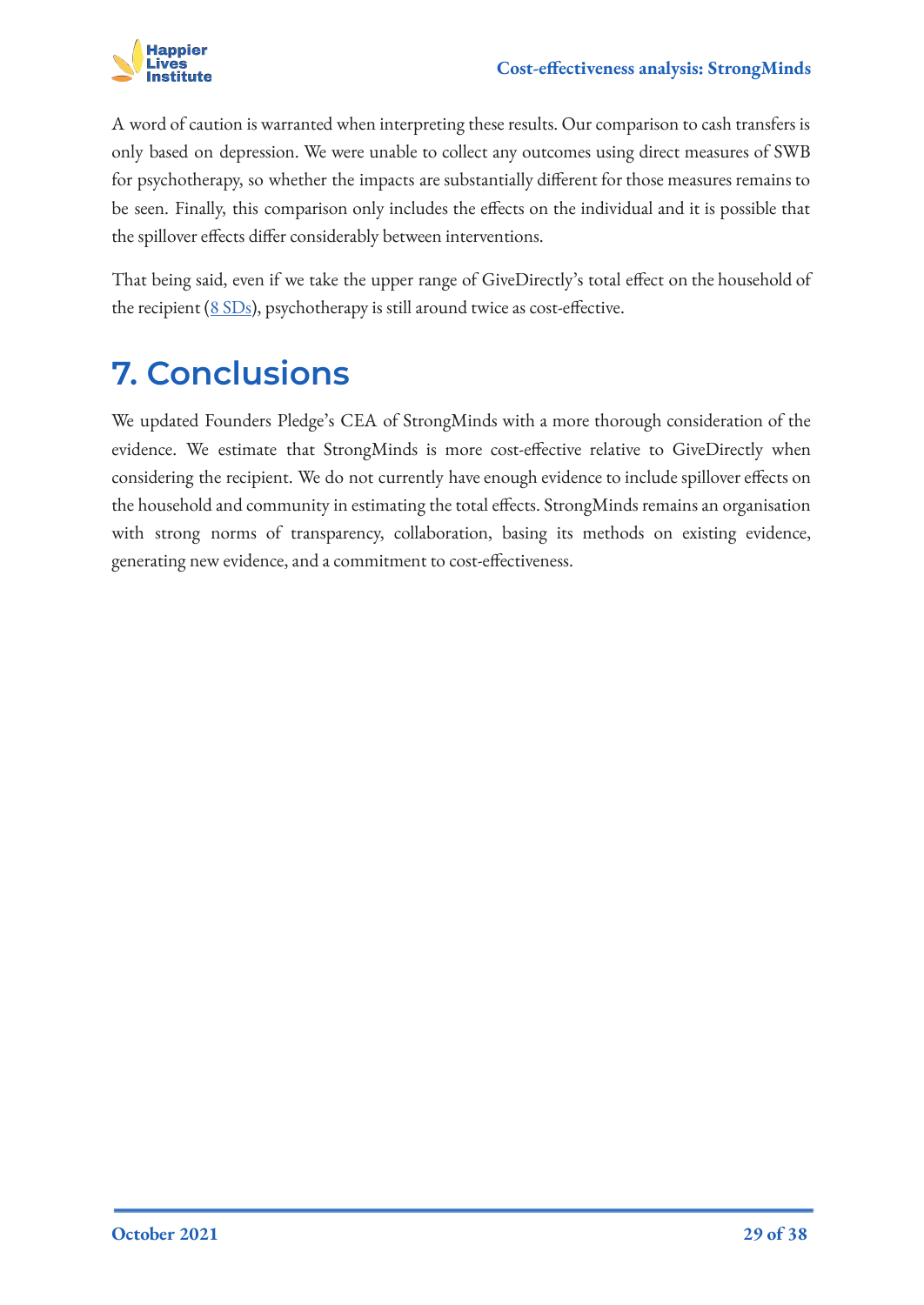A word of caution is warranted when interpreting these results. Our comparison to cash transfers is only based on depression. We were unable to collect any outcomes using direct measures of SWB for psychotherapy, so whether the impacts are substantially different for those measures remains to be seen. Finally, this comparison only includes the effects on the individual and it is possible that the spillover effects differ considerably between interventions.

That being said, even if we take the upper range of GiveDirectly's total effect on the household of the recipient (8 SDs), psychotherapy is still around twice as cost-effective.

# 7. Conclusions

We updated Founders Pledge's CEA of StrongMinds with a more thorough consideration of the evidence. We estimate that StrongMinds is more cost-effective relative to GiveDirectly when considering the recipient. We do not currently have enough evidence to include spillover effects on the household and community in estimating the total effects. StrongMinds remains an organisation with strong norms of transparency, collaboration, basing its methods on existing evidence, generating new evidence, and a commitment to cost-effectiveness.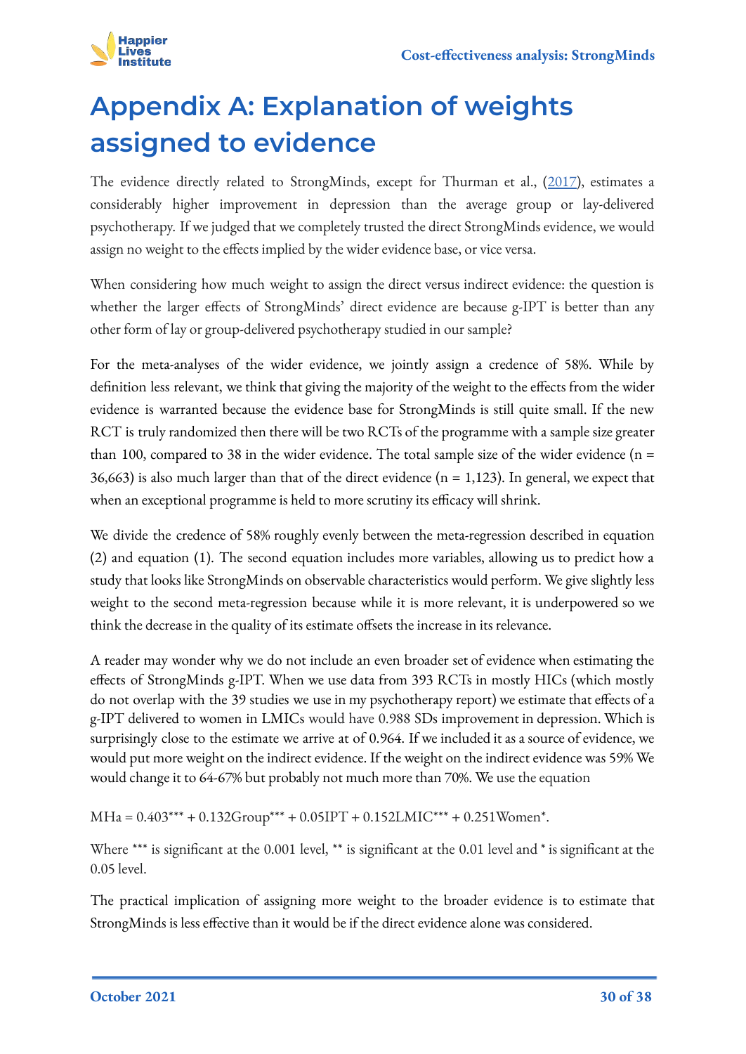# Appendix A: Explanation of weights assigned to evidence

The evidence directly related to StrongMinds, except for Thurman et al., (2017), estimates a considerably higher improvement in depression than the average group or lay-delivered psychotherapy. If we judged that we completely trusted the direct StrongMinds evidence, we would assign no weight to the effects implied by the wider evidence base, or vice versa.

When considering how much weight to assign the direct versus indirect evidence: the question is whether the larger effects of StrongMinds' direct evidence are because g-IPT is better than any other form of lay or group-delivered psychotherapy studied in our sample?

For the meta-analyses of the wider evidence, we jointly assign a credence of 58%. While by definition less relevant, we think that giving the majority of the weight to the effects from the wider evidence is warranted because the evidence base for StrongMinds is still quite small. If the new RCT is truly randomized then there will be two RCTs of the programme with a sample size greater than 100, compared to 38 in the wider evidence. The total sample size of the wider evidence (n = 36,663) is also much larger than that of the direct evidence (n = 1,123). In general, we expect that when an exceptional programme is held to more scrutiny its efficacy will shrink.

We divide the credence of 58% roughly evenly between the meta-regression described in equation (2) and equation (1). The second equation includes more variables, allowing us to predict how a study that looks like StrongMinds on observable characteristics would perform. We give slightly less weight to the second meta-regression because while it is more relevant, it is underpowered so we think the decrease in the quality of its estimate offsets the increase in its relevance.

A reader may wonder why we do not include an even broader set of evidence when estimating the effects of StrongMinds g-IPT. When we use data from 393 RCTs in mostly HICs (which mostly do not overlap with the 39 studies we use in my psychotherapy report) we estimate that effects of a g-IPT delivered to women in LMICs would have 0.988 SDs improvement in depression. Which is surprisingly close to the estimate we arrive at of 0.964. If we included it as a source of evidence, we would put more weight on the indirect evidence. If the weight on the indirect evidence was 59% We would change it to 64-67% but probably not much more than 70%. We use the equation

$$MHa = 0.403^{***} + 0.132Group^{***} + 0.05IPT + 0.152LMIC^{***} + 0.251Women^{*}.$$

Where *** is significant at the 0.001 level, ** is significant at the 0.01 level and * is significant at the 0.05 level.

The practical implication of assigning more weight to the broader evidence is to estimate that StrongMinds is less effective than it would be if the direct evidence alone was considered.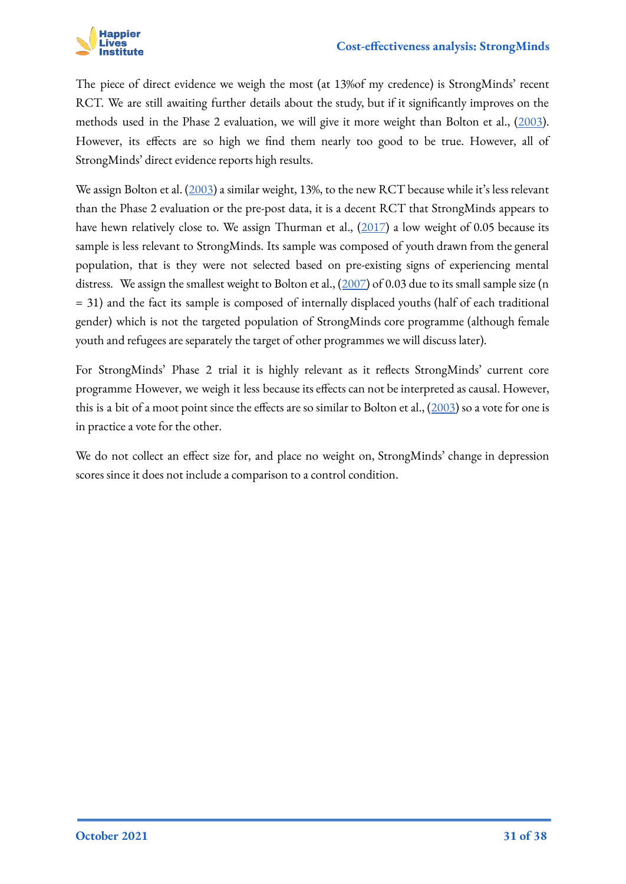The piece of direct evidence we weigh the most (at 13%of my credence) is StrongMinds' recent RCT. We are still awaiting further details about the study, but if it significantly improves on the methods used in the Phase 2 evaluation, we will give it more weight than Bolton et al., (2003). However, its effects are so high we find them nearly too good to be true. However, all of StrongMinds' direct evidence reports high results.

We assign Bolton et al. (2003) a similar weight, 13%, to the new RCT because while it's less relevant than the Phase 2 evaluation or the pre-post data, it is a decent RCT that StrongMinds appears to have hewn relatively close to. We assign Thurman et al., (2017) a low weight of 0.05 because its sample is less relevant to StrongMinds. Its sample was composed of youth drawn from the general population, that is they were not selected based on pre-existing signs of experiencing mental distress. We assign the smallest weight to Bolton et al., (2007) of 0.03 due to its small sample size (n = 31) and the fact its sample is composed of internally displaced youths (half of each traditional gender) which is not the targeted population of StrongMinds core programme (although female youth and refugees are separately the target of other programmes we will discuss later).

For StrongMinds' Phase 2 trial it is highly relevant as it reflects StrongMinds' current core programme However, we weigh it less because its effects can not be interpreted as causal. However, this is a bit of a moot point since the effects are so similar to Bolton et al., (2003) so a vote for one is in practice a vote for the other.

We do not collect an effect size for, and place no weight on, StrongMinds' change in depression scores since it does not include a comparison to a control condition.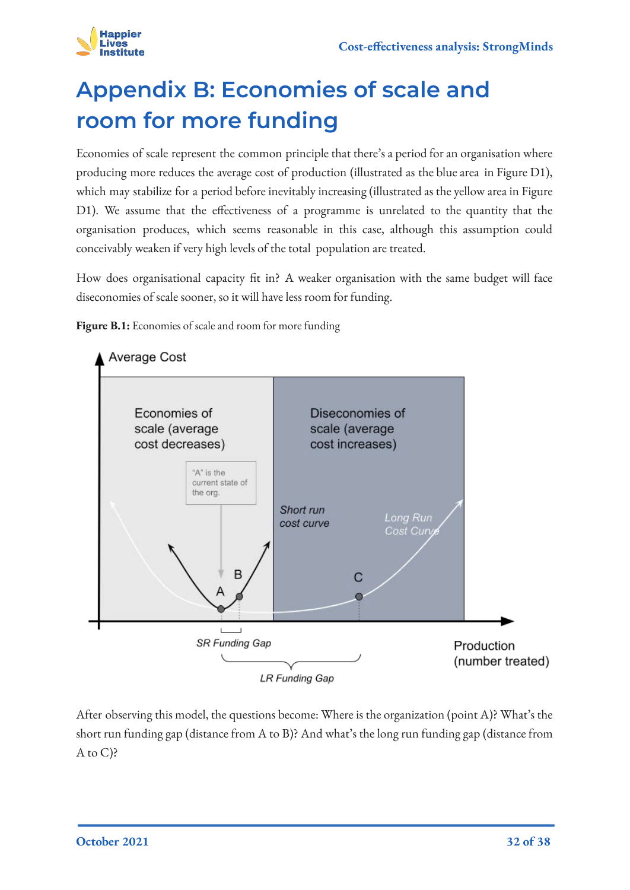# Appendix B: Economies of scale and room for more funding

Economies of scale represent the common principle that there's a period for an organisation where producing more reduces the average cost of production (illustrated as the blue area in Figure D1), which may stabilize for a period before inevitably increasing (illustrated as the yellow area in Figure D1). We assume that the effectiveness of a programme is unrelated to the quantity that the organisation produces, which seems reasonable in this case, although this assumption could conceivably weaken if very high levels of the total population are treated.

How does organisational capacity fit in? A weaker organisation with the same budget will face diseconomies of scale sooner, so it will have less room for funding.

**Figure B.1:** Economies of scale and room for more funding

After observing this model, the questions become: Where is the organization (point A)? What's the short run funding gap (distance from A to B)? And what's the long run funding gap (distance from A to C)?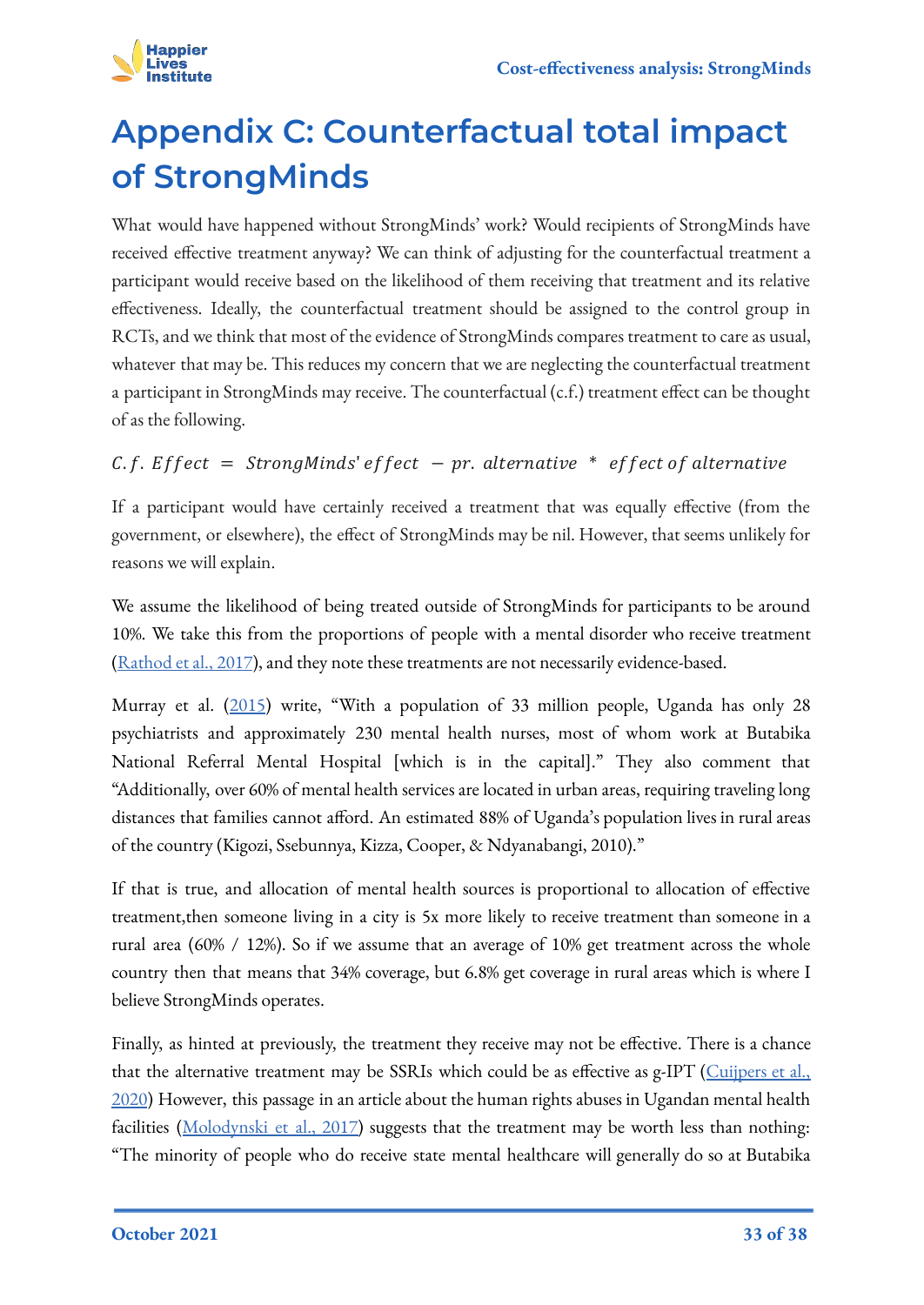# Appendix C: Counterfactual total impact of StrongMinds

What would have happened without StrongMinds' work? Would recipients of StrongMinds have received effective treatment anyway? We can think of adjusting for the counterfactual treatment a participant would receive based on the likelihood of them receiving that treatment and its relative effectiveness. Ideally, the counterfactual treatment should be assigned to the control group in RCTs, and we think that most of the evidence of StrongMinds compares treatment to care as usual, whatever that may be. This reduces my concern that we are neglecting the counterfactual treatment a participant in StrongMinds may receive. The counterfactual (c.f.) treatment effect can be thought of as the following.

$$C.f.\ Effect\ =\ StrongMinds'\ effect\ -\ pr.\ alternative\ *\ effect\ of\ alternative$$

If a participant would have certainly received a treatment that was equally effective (from the government, or elsewhere), the effect of StrongMinds may be nil. However, that seems unlikely for reasons we will explain.

We assume the likelihood of being treated outside of StrongMinds for participants to be around 10%. We take this from the proportions of people with a mental disorder who receive treatment (Rathod et al., 2017), and they note these treatments are not necessarily evidence-based.

Murray et al. (2015) write, "With a population of 33 million people, Uganda has only 28 psychiatrists and approximately 230 mental health nurses, most of whom work at Butabika National Referral Mental Hospital [which is in the capital]." They also comment that "Additionally, over 60% of mental health services are located in urban areas, requiring traveling long distances that families cannot afford. An estimated 88% of Uganda's population lives in rural areas of the country (Kigozi, Ssebunnya, Kizza, Cooper, & Ndyanabangi, 2010)."

If that is true, and allocation of mental health sources is proportional to allocation of effective treatment,then someone living in a city is 5x more likely to receive treatment than someone in a rural area (60% / 12%). So if we assume that an average of 10% get treatment across the whole country then that means that 34% coverage, but 6.8% get coverage in rural areas which is where I believe StrongMinds operates.

Finally, as hinted at previously, the treatment they receive may not be effective. There is a chance that the alternative treatment may be SSRIs which could be as effective as g-IPT (Cuijpers et al., 2020) However, this passage in an article about the human rights abuses in Ugandan mental health facilities (Molodynski et al., 2017) suggests that the treatment may be worth less than nothing: "The minority of people who do receive state mental healthcare will generally do so at Butabika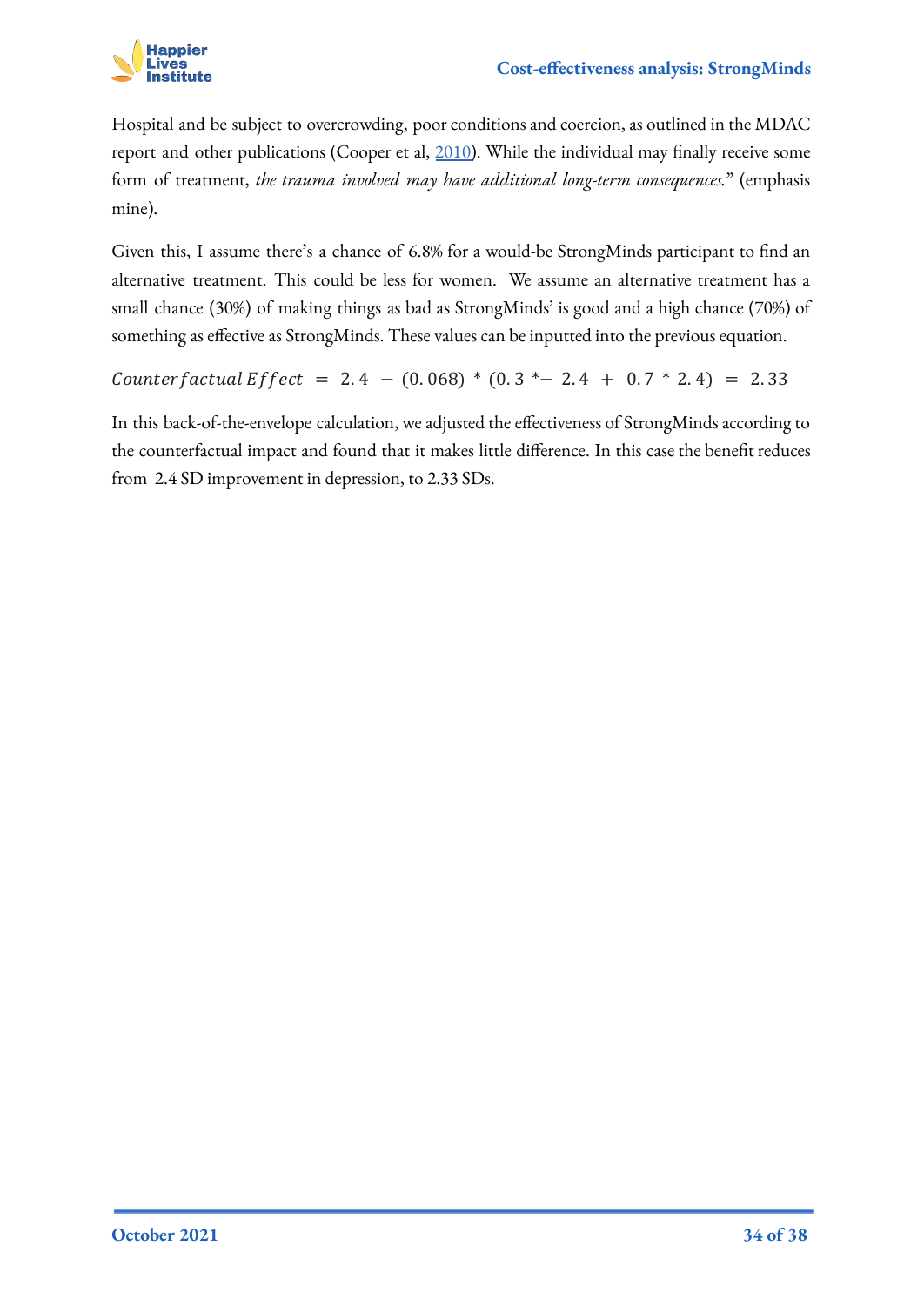Hospital and be subject to overcrowding, poor conditions and coercion, as outlined in the MDAC report and other publications (Cooper et al, [2010](#)). While the individual may finally receive some form of treatment, *the trauma involved may have additional long-term consequences.*" (emphasis mine).

Given this, I assume there's a chance of 6.8% for a would-be StrongMinds participant to find an alternative treatment. This could be less for women. We assume an alternative treatment has a small chance (30%) of making things as bad as StrongMinds' is good and a high chance (70%) of something as effective as StrongMinds. These values can be inputted into the previous equation.

$$Counterfactual\,Effect\ =\ 2.4\ -\ (0.068)\ *\ (0.3\ *-\ 2.4\ +\ 0.7\ *\ 2.4)\ =\ 2.33$$

In this back-of-the-envelope calculation, we adjusted the effectiveness of StrongMinds according to the counterfactual impact and found that it makes little difference. In this case the benefit reduces from 2.4 SD improvement in depression, to 2.33 SDs.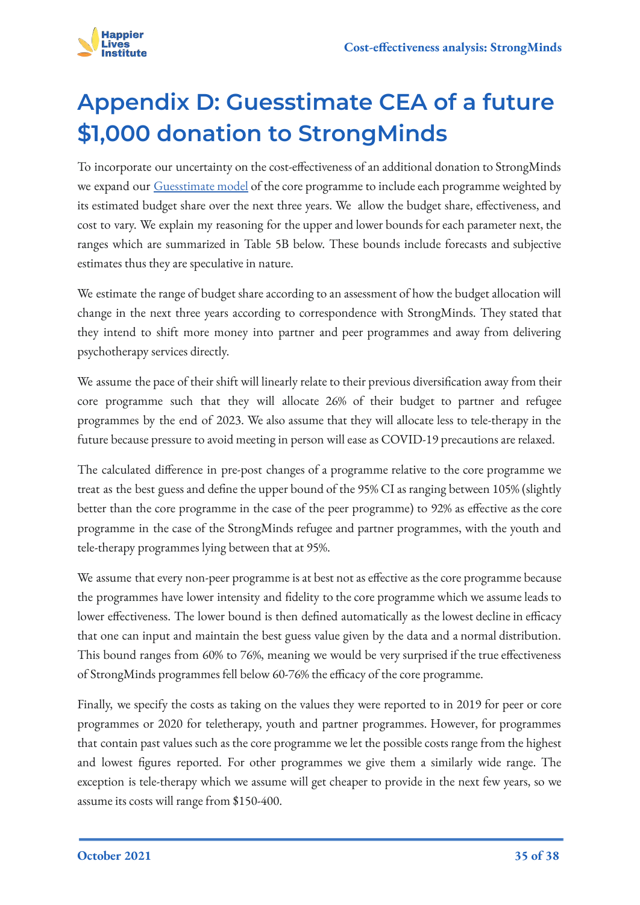# Appendix D: Guesstimate CEA of a future $1,000 donation to StrongMinds

To incorporate our uncertainty on the cost-effectiveness of an additional donation to StrongMinds we expand our Guesstimate model of the core programme to include each programme weighted by its estimated budget share over the next three years. We  allow the budget share, effectiveness, and cost to vary. We explain my reasoning for the upper and lower bounds for each parameter next, the ranges which are summarized in Table 5B below. These bounds include forecasts and subjective estimates thus they are speculative in nature.

We estimate the range of budget share according to an assessment of how the budget allocation will change in the next three years according to correspondence with StrongMinds. They stated that they intend to shift more money into partner and peer programmes and away from delivering psychotherapy services directly.

We assume the pace of their shift will linearly relate to their previous diversification away from their core programme such that they will allocate 26% of their budget to partner and refugee programmes by the end of 2023. We also assume that they will allocate less to tele-therapy in the future because pressure to avoid meeting in person will ease as COVID-19 precautions are relaxed.

The calculated difference in pre-post changes of a programme relative to the core programme we treat as the best guess and define the upper bound of the 95% CI as ranging between 105% (slightly better than the core programme in the case of the peer programme) to 92% as effective as the core programme in the case of the StrongMinds refugee and partner programmes, with the youth and tele-therapy programmes lying between that at 95%.

We assume that every non-peer programme is at best not as effective as the core programme because the programmes have lower intensity and fidelity to the core programme which we assume leads to lower effectiveness. The lower bound is then defined automatically as the lowest decline in efficacy that one can input and maintain the best guess value given by the data and a normal distribution. This bound ranges from 60% to 76%, meaning we would be very surprised if the true effectiveness of StrongMinds programmes fell below 60-76% the efficacy of the core programme.

Finally, we specify the costs as taking on the values they were reported to in 2019 for peer or core programmes or 2020 for teletherapy, youth and partner programmes. However, for programmes that contain past values such as the core programme we let the possible costs range from the highest and lowest figures reported. For other programmes we give them a similarly wide range. The exception is tele-therapy which we assume will get cheaper to provide in the next few years, so we assume its costs will range from $150-400.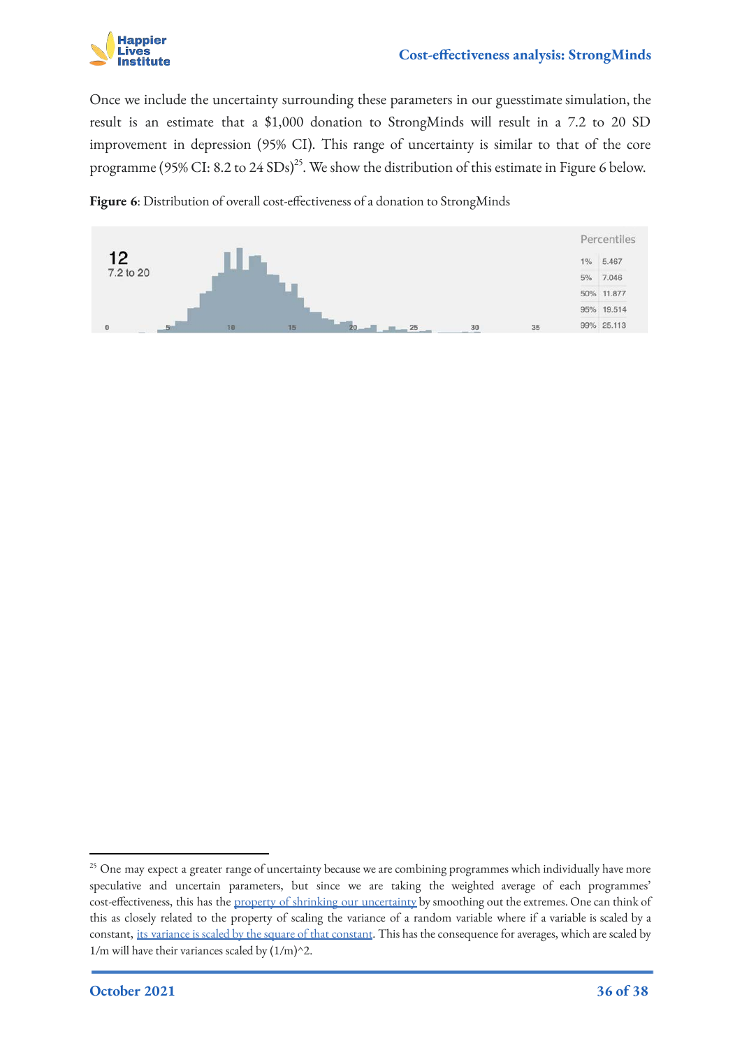Once we include the uncertainty surrounding these parameters in our guesstimate simulation, the result is an estimate that a $1,000 donation to StrongMinds will result in a 7.2 to 20 SD improvement in depression (95% CI). This range of uncertainty is similar to that of the core programme (95% CI: 8.2 to 24 SDs)[25]. We show the distribution of this estimate in Figure 6 below.

**Figure 6**: Distribution of overall cost-effectiveness of a donation to StrongMinds

12
7.2 to 20

| Percentiles | |
|---|---|
| 1% | 5.467 |
| 5% | 7.046 |
| 50% | 11.877 |
| 95% | 19.514 |
| 99% | 25.113 |

---

[25] One may expect a greater range of uncertainty because we are combining programmes which individually have more speculative and uncertain parameters, but since we are taking the weighted average of each programmes' cost-effectiveness, this has the property of shrinking our uncertainty by smoothing out the extremes. One can think of this as closely related to the property of scaling the variance of a random variable where if a variable is scaled by a constant, its variance is scaled by the square of that constant. This has the consequence for averages, which are scaled by 1/m will have their variances scaled by (1/m)^2.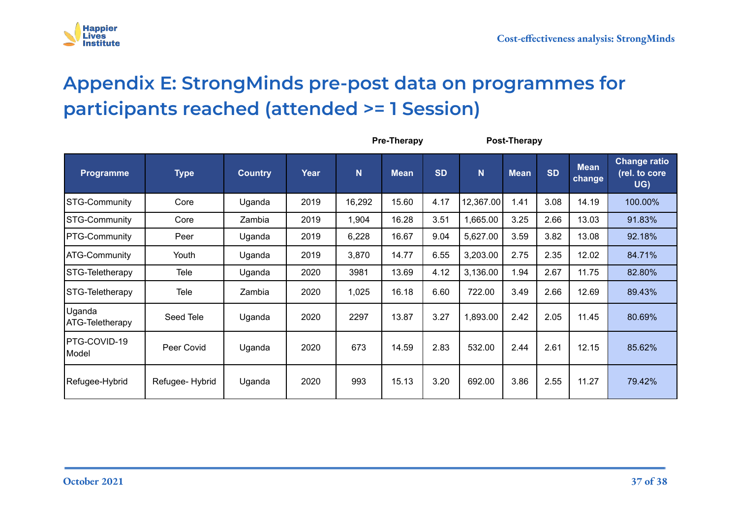# Appendix E: StrongMinds pre-post data on programmes for participants reached (attended >= 1 Session)

| | | | | Pre-Therapy | | | Post-Therapy | | | | |
|---|---|---|---|---|---|---|---|---|---|---|---|
| Programme | Type | Country | Year | N | Mean | SD | N | Mean | SD | Mean change | Change ratio (rel. to core UG) |
| STG-Community | Core | Uganda | 2019 | 16,292 | 15.60 | 4.17 | 12,367.00 | 1.41 | 3.08 | 14.19 | 100.00% |
| STG-Community | Core | Zambia | 2019 | 1,904 | 16.28 | 3.51 | 1,665.00 | 3.25 | 2.66 | 13.03 | 91.83% |
| PTG-Community | Peer | Uganda | 2019 | 6,228 | 16.67 | 9.04 | 5,627.00 | 3.59 | 3.82 | 13.08 | 92.18% |
| ATG-Community | Youth | Uganda | 2019 | 3,870 | 14.77 | 6.55 | 3,203.00 | 2.75 | 2.35 | 12.02 | 84.71% |
| STG-Teletherapy | Tele | Uganda | 2020 | 3981 | 13.69 | 4.12 | 3,136.00 | 1.94 | 2.67 | 11.75 | 82.80% |
| STG-Teletherapy | Tele | Zambia | 2020 | 1,025 | 16.18 | 6.60 | 722.00 | 3.49 | 2.66 | 12.69 | 89.43% |
| Uganda ATG-Teletherapy | Seed Tele | Uganda | 2020 | 2297 | 13.87 | 3.27 | 1,893.00 | 2.42 | 2.05 | 11.45 | 80.69% |
| PTG-COVID-19 Model | Peer Covid | Uganda | 2020 | 673 | 14.59 | 2.83 | 532.00 | 2.44 | 2.61 | 12.15 | 85.62% |
| Refugee-Hybrid | Refugee- Hybrid | Uganda | 2020 | 993 | 15.13 | 3.20 | 692.00 | 3.86 | 2.55 | 11.27 | 79.42% |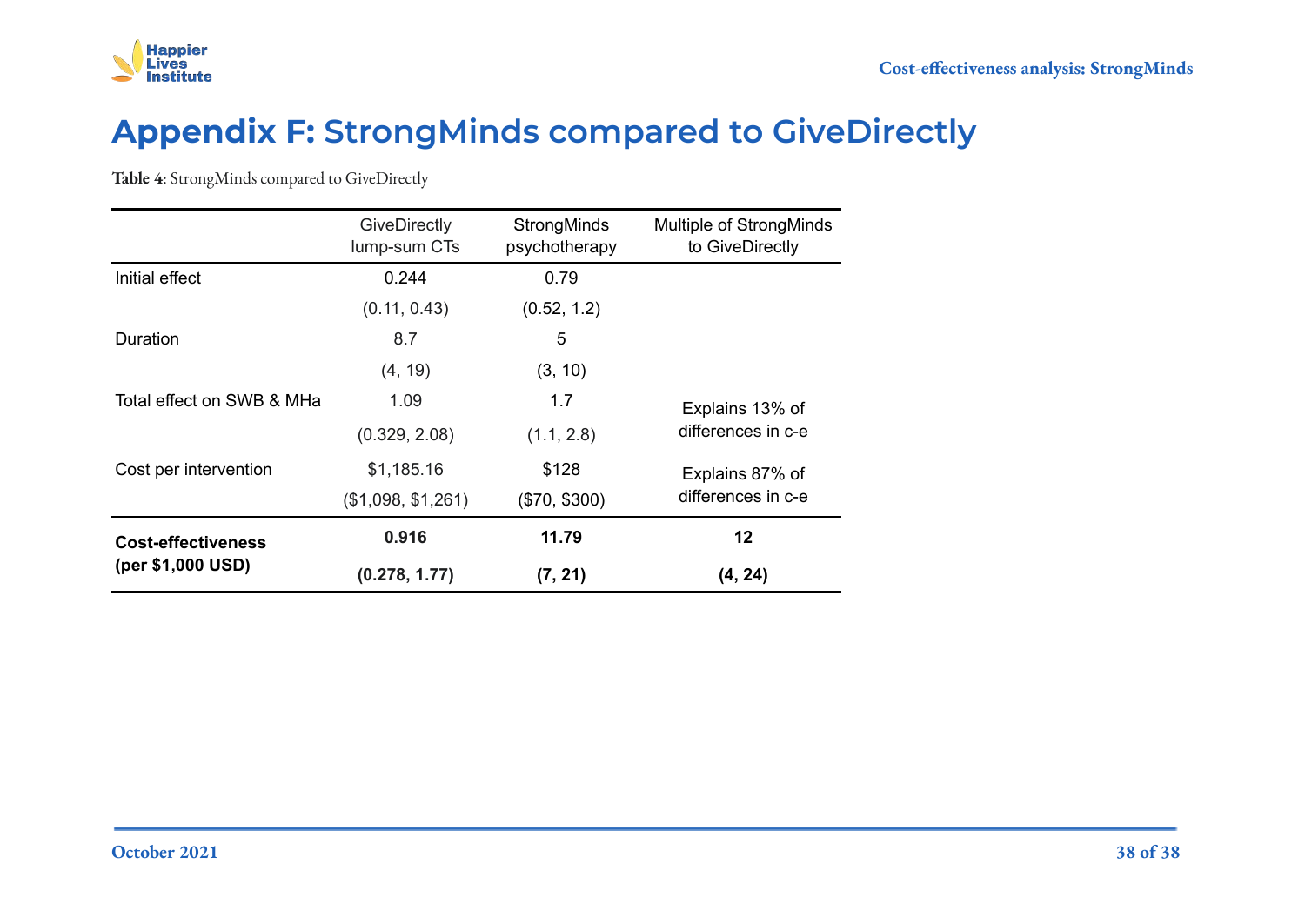# Appendix F: StrongMinds compared to GiveDirectly

**Table 4**: StrongMinds compared to GiveDirectly

| | GiveDirectly lump-sum CTs | StrongMinds psychotherapy | Multiple of StrongMinds to GiveDirectly |
|---|---|---|---|
| Initial effect | 0.244 | 0.79 | |
| | (0.11, 0.43) | (0.52, 1.2) | |
| Duration | 8.7 | 5 | |
| | (4, 19) | (3, 10) | |
| Total effect on SWB & MHa | 1.09 | 1.7 | Explains 13% of differences in c-e |
| | (0.329, 2.08) | (1.1, 2.8) | |
| Cost per intervention | $1,185.16 | $128 | Explains 87% of differences in c-e |
| | ($1,098, $1,261) | ($70, $300) | |
| **Cost-effectiveness (per $1,000 USD)** | **0.916** | **11.79** | **12** |
| | **(0.278, 1.77)** | **(7, 21)** | **(4, 24)** |